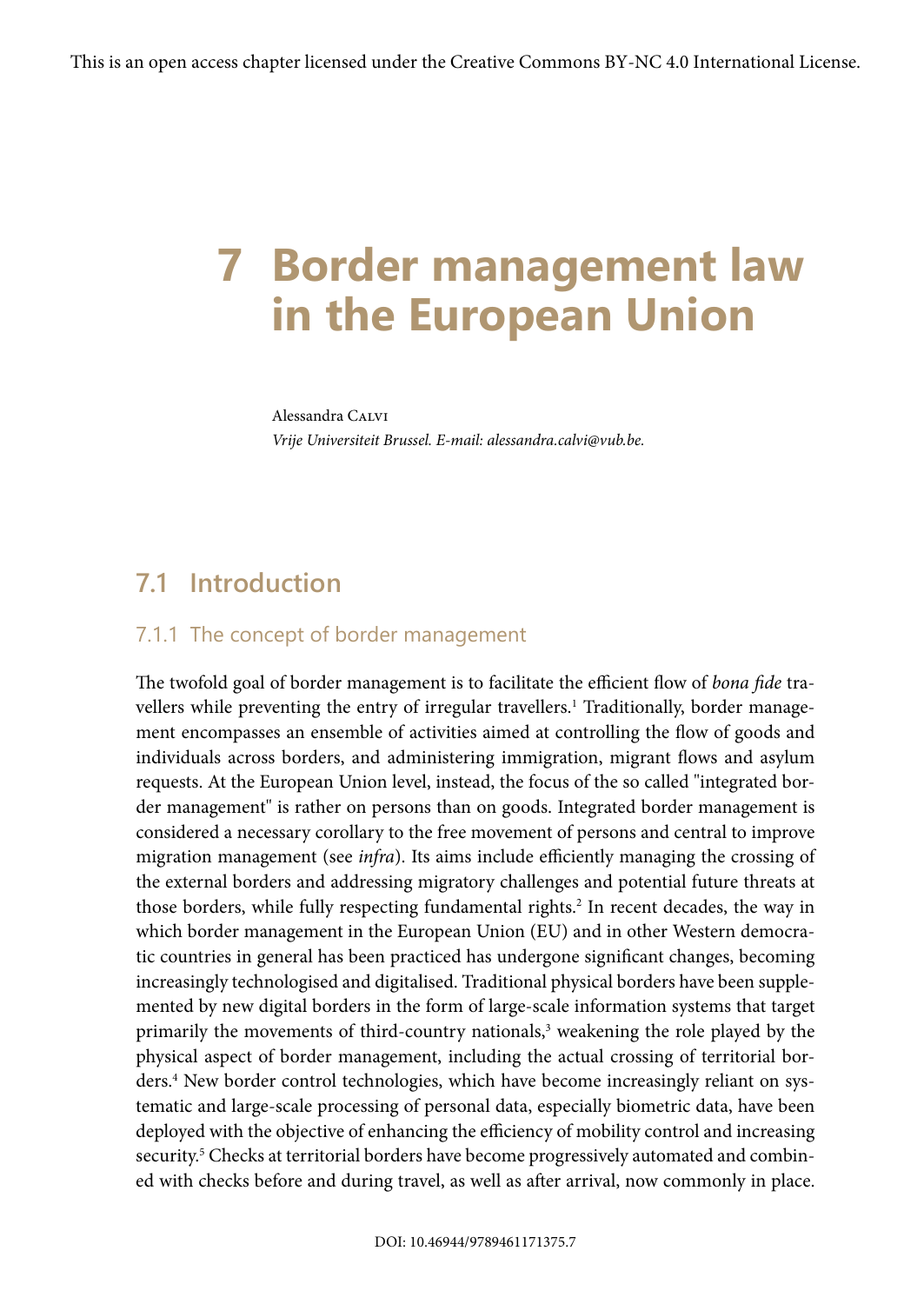This is an open access chapter licensed under the Creative Commons BY-NC 4.0 International License.

# 7 Border management law in the European Union

Alessandra Calvi

*Vrije Universiteit Brussel. E-mail: alessandra.calvi@vub.be.*

## 7.1 Introduction

### 7.1.1 The concept of border management

The twofold goal of border management is to facilitate the efficient flow of *bona fide* travellers while preventing the entry of irregular travellers.[1] Traditionally, border management encompasses an ensemble of activities aimed at controlling the flow of goods and individuals across borders, and administering immigration, migrant flows and asylum requests. At the European Union level, instead, the focus of the so called "integrated border management" is rather on persons than on goods. Integrated border management is considered a necessary corollary to the free movement of persons and central to improve migration management (see *infra*). Its aims include efficiently managing the crossing of the external borders and addressing migratory challenges and potential future threats at those borders, while fully respecting fundamental rights.[2] In recent decades, the way in which border management in the European Union (EU) and in other Western democratic countries in general has been practiced has undergone significant changes, becoming increasingly technologised and digitalised. Traditional physical borders have been supplemented by new digital borders in the form of large-scale information systems that target primarily the movements of third-country nationals,[3] weakening the role played by the physical aspect of border management, including the actual crossing of territorial borders.[4] New border control technologies, which have become increasingly reliant on systematic and large-scale processing of personal data, especially biometric data, have been deployed with the objective of enhancing the efficiency of mobility control and increasing security.[5] Checks at territorial borders have become progressively automated and combined with checks before and during travel, as well as after arrival, now commonly in place.

DOI: 10.46944/9789461171375.7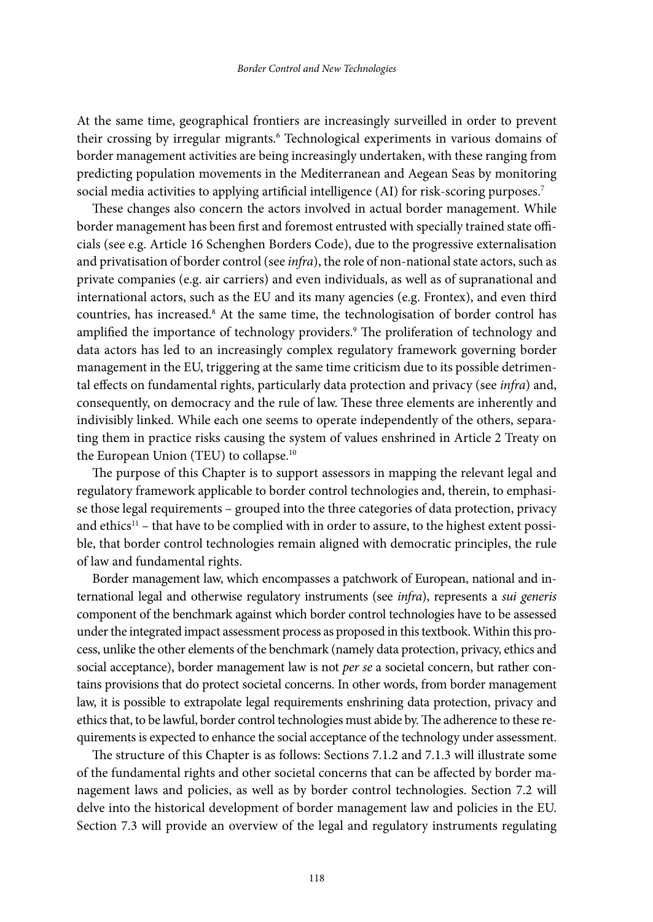At the same time, geographical frontiers are increasingly surveilled in order to prevent their crossing by irregular migrants.[6] Technological experiments in various domains of border management activities are being increasingly undertaken, with these ranging from predicting population movements in the Mediterranean and Aegean Seas by monitoring social media activities to applying artificial intelligence (AI) for risk-scoring purposes.[7]

These changes also concern the actors involved in actual border management. While border management has been first and foremost entrusted with specially trained state officials (see e.g. Article 16 Schenghen Borders Code), due to the progressive externalisation and privatisation of border control (see *infra*), the role of non-national state actors, such as private companies (e.g. air carriers) and even individuals, as well as of supranational and international actors, such as the EU and its many agencies (e.g. Frontex), and even third countries, has increased.[8] At the same time, the technologisation of border control has amplified the importance of technology providers.[9] The proliferation of technology and data actors has led to an increasingly complex regulatory framework governing border management in the EU, triggering at the same time criticism due to its possible detrimental effects on fundamental rights, particularly data protection and privacy (see *infra*) and, consequently, on democracy and the rule of law. These three elements are inherently and indivisibly linked. While each one seems to operate independently of the others, separating them in practice risks causing the system of values enshrined in Article 2 Treaty on the European Union (TEU) to collapse.[10]

The purpose of this Chapter is to support assessors in mapping the relevant legal and regulatory framework applicable to border control technologies and, therein, to emphasise those legal requirements – grouped into the three categories of data protection, privacy and ethics[11] – that have to be complied with in order to assure, to the highest extent possible, that border control technologies remain aligned with democratic principles, the rule of law and fundamental rights.

Border management law, which encompasses a patchwork of European, national and international legal and otherwise regulatory instruments (see *infra*), represents a *sui generis* component of the benchmark against which border control technologies have to be assessed under the integrated impact assessment process as proposed in this textbook. Within this process, unlike the other elements of the benchmark (namely data protection, privacy, ethics and social acceptance), border management law is not *per se* a societal concern, but rather contains provisions that do protect societal concerns. In other words, from border management law, it is possible to extrapolate legal requirements enshrining data protection, privacy and ethics that, to be lawful, border control technologies must abide by. The adherence to these requirements is expected to enhance the social acceptance of the technology under assessment.

The structure of this Chapter is as follows: Sections 7.1.2 and 7.1.3 will illustrate some of the fundamental rights and other societal concerns that can be affected by border management laws and policies, as well as by border control technologies. Section 7.2 will delve into the historical development of border management law and policies in the EU. Section 7.3 will provide an overview of the legal and regulatory instruments regulating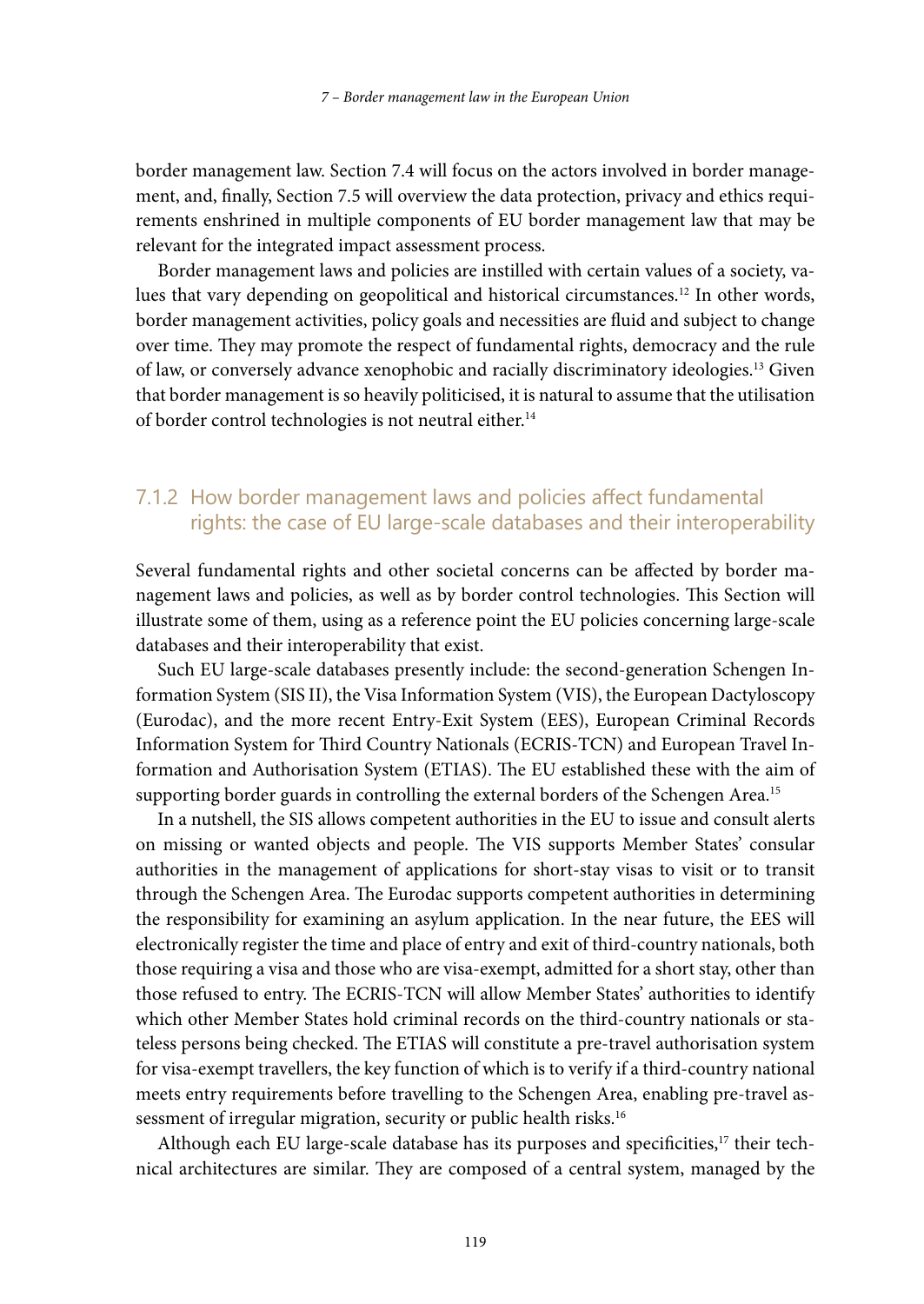border management law. Section 7.4 will focus on the actors involved in border management, and, finally, Section 7.5 will overview the data protection, privacy and ethics requirements enshrined in multiple components of EU border management law that may be relevant for the integrated impact assessment process.

Border management laws and policies are instilled with certain values of a society, values that vary depending on geopolitical and historical circumstances.[12] In other words, border management activities, policy goals and necessities are fluid and subject to change over time. They may promote the respect of fundamental rights, democracy and the rule of law, or conversely advance xenophobic and racially discriminatory ideologies.[13] Given that border management is so heavily politicised, it is natural to assume that the utilisation of border control technologies is not neutral either.[14]

### 7.1.2 How border management laws and policies affect fundamental rights: the case of EU large-scale databases and their interoperability

Several fundamental rights and other societal concerns can be affected by border management laws and policies, as well as by border control technologies. This Section will illustrate some of them, using as a reference point the EU policies concerning large-scale databases and their interoperability that exist.

Such EU large-scale databases presently include: the second-generation Schengen Information System (SIS II), the Visa Information System (VIS), the European Dactyloscopy (Eurodac), and the more recent Entry-Exit System (EES), European Criminal Records Information System for Third Country Nationals (ECRIS-TCN) and European Travel Information and Authorisation System (ETIAS). The EU established these with the aim of supporting border guards in controlling the external borders of the Schengen Area.[15]

In a nutshell, the SIS allows competent authorities in the EU to issue and consult alerts on missing or wanted objects and people. The VIS supports Member States' consular authorities in the management of applications for short-stay visas to visit or to transit through the Schengen Area. The Eurodac supports competent authorities in determining the responsibility for examining an asylum application. In the near future, the EES will electronically register the time and place of entry and exit of third-country nationals, both those requiring a visa and those who are visa-exempt, admitted for a short stay, other than those refused to entry. The ECRIS-TCN will allow Member States' authorities to identify which other Member States hold criminal records on the third-country nationals or stateless persons being checked. The ETIAS will constitute a pre-travel authorisation system for visa-exempt travellers, the key function of which is to verify if a third-country national meets entry requirements before travelling to the Schengen Area, enabling pre-travel assessment of irregular migration, security or public health risks.[16]

Although each EU large-scale database has its purposes and specificities,[17] their technical architectures are similar. They are composed of a central system, managed by the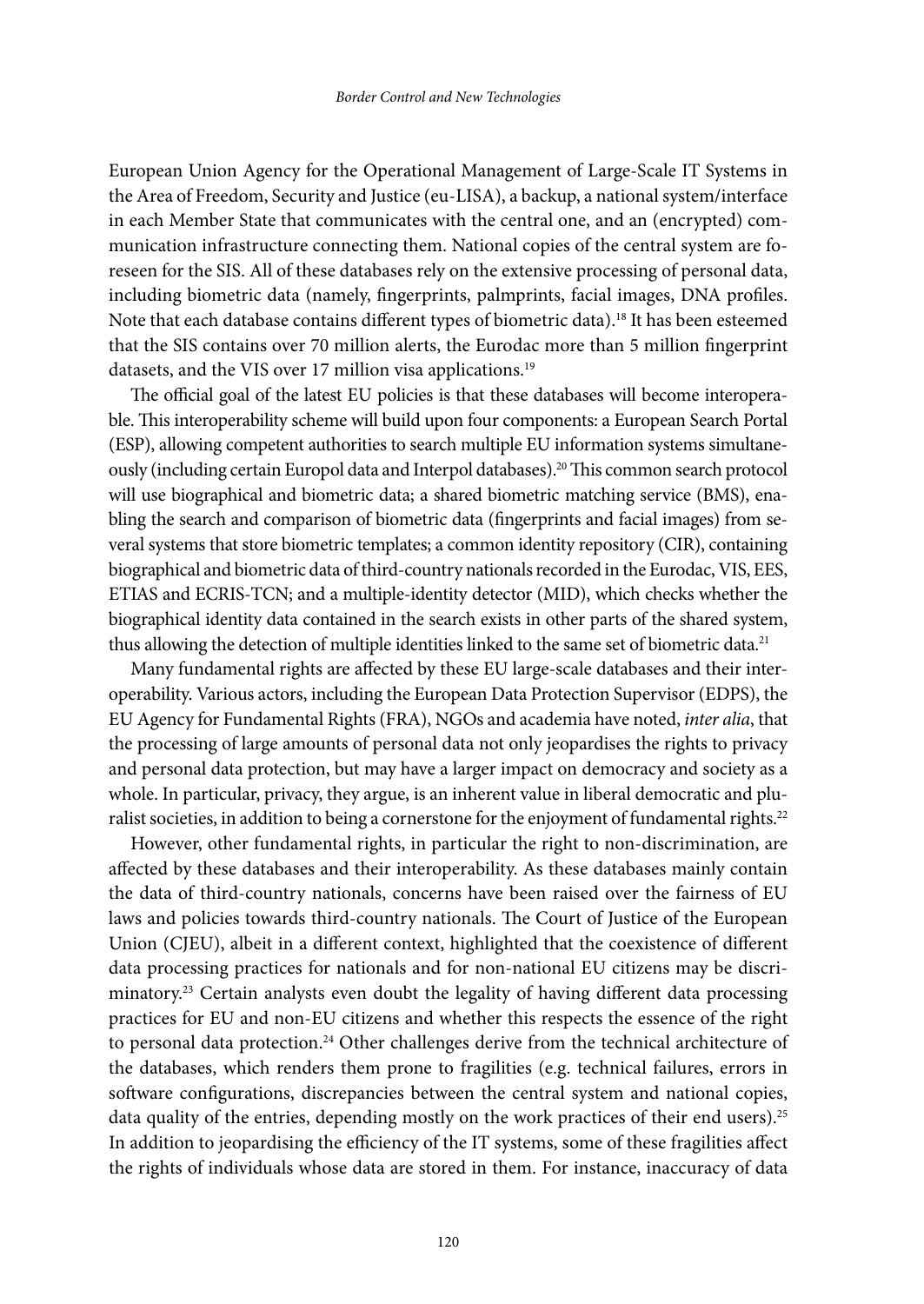European Union Agency for the Operational Management of Large-Scale IT Systems in the Area of Freedom, Security and Justice (eu-LISA), a backup, a national system/interface in each Member State that communicates with the central one, and an (encrypted) communication infrastructure connecting them. National copies of the central system are foreseen for the SIS. All of these databases rely on the extensive processing of personal data, including biometric data (namely, fingerprints, palmprints, facial images, DNA profiles. Note that each database contains different types of biometric data).[18] It has been esteemed that the SIS contains over 70 million alerts, the Eurodac more than 5 million fingerprint datasets, and the VIS over 17 million visa applications.[19]

The official goal of the latest EU policies is that these databases will become interoperable. This interoperability scheme will build upon four components: a European Search Portal (ESP), allowing competent authorities to search multiple EU information systems simultaneously (including certain Europol data and Interpol databases).[20] This common search protocol will use biographical and biometric data; a shared biometric matching service (BMS), enabling the search and comparison of biometric data (fingerprints and facial images) from several systems that store biometric templates; a common identity repository (CIR), containing biographical and biometric data of third-country nationals recorded in the Eurodac, VIS, EES, ETIAS and ECRIS-TCN; and a multiple-identity detector (MID), which checks whether the biographical identity data contained in the search exists in other parts of the shared system, thus allowing the detection of multiple identities linked to the same set of biometric data.[21]

Many fundamental rights are affected by these EU large-scale databases and their interoperability. Various actors, including the European Data Protection Supervisor (EDPS), the EU Agency for Fundamental Rights (FRA), NGOs and academia have noted, *inter alia*, that the processing of large amounts of personal data not only jeopardises the rights to privacy and personal data protection, but may have a larger impact on democracy and society as a whole. In particular, privacy, they argue, is an inherent value in liberal democratic and pluralist societies, in addition to being a cornerstone for the enjoyment of fundamental rights.[22]

However, other fundamental rights, in particular the right to non-discrimination, are affected by these databases and their interoperability. As these databases mainly contain the data of third-country nationals, concerns have been raised over the fairness of EU laws and policies towards third-country nationals. The Court of Justice of the European Union (CJEU), albeit in a different context, highlighted that the coexistence of different data processing practices for nationals and for non-national EU citizens may be discriminatory.[23] Certain analysts even doubt the legality of having different data processing practices for EU and non-EU citizens and whether this respects the essence of the right to personal data protection.[24] Other challenges derive from the technical architecture of the databases, which renders them prone to fragilities (e.g. technical failures, errors in software configurations, discrepancies between the central system and national copies, data quality of the entries, depending mostly on the work practices of their end users).[25] In addition to jeopardising the efficiency of the IT systems, some of these fragilities affect the rights of individuals whose data are stored in them. For instance, inaccuracy of data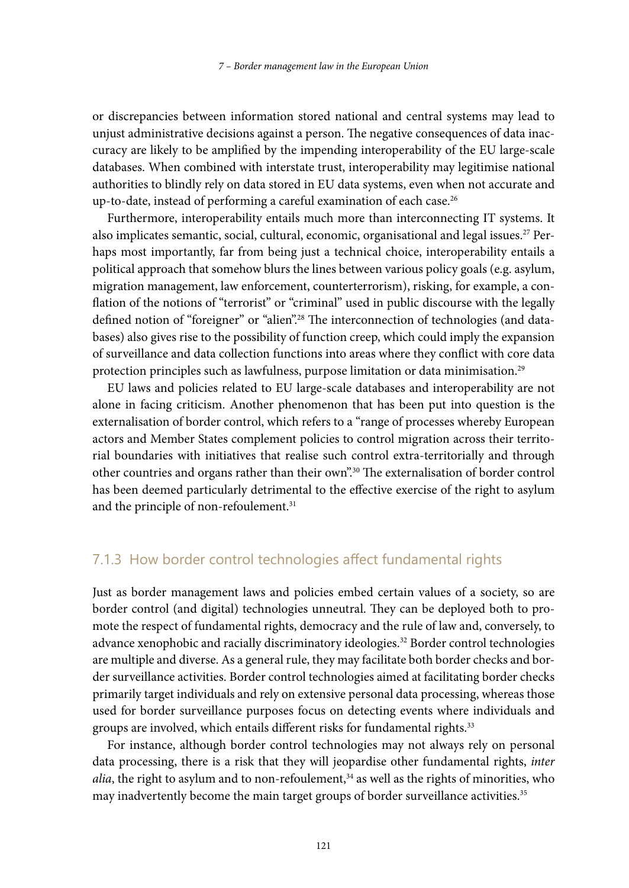or discrepancies between information stored national and central systems may lead to unjust administrative decisions against a person. The negative consequences of data inaccuracy are likely to be amplified by the impending interoperability of the EU large-scale databases. When combined with interstate trust, interoperability may legitimise national authorities to blindly rely on data stored in EU data systems, even when not accurate and up-to-date, instead of performing a careful examination of each case.[26]

Furthermore, interoperability entails much more than interconnecting IT systems. It also implicates semantic, social, cultural, economic, organisational and legal issues.[27] Perhaps most importantly, far from being just a technical choice, interoperability entails a political approach that somehow blurs the lines between various policy goals (e.g. asylum, migration management, law enforcement, counterterrorism), risking, for example, a conflation of the notions of "terrorist" or "criminal" used in public discourse with the legally defined notion of "foreigner" or "alien".[28] The interconnection of technologies (and databases) also gives rise to the possibility of function creep, which could imply the expansion of surveillance and data collection functions into areas where they conflict with core data protection principles such as lawfulness, purpose limitation or data minimisation.[29]

EU laws and policies related to EU large-scale databases and interoperability are not alone in facing criticism. Another phenomenon that has been put into question is the externalisation of border control, which refers to a "range of processes whereby European actors and Member States complement policies to control migration across their territorial boundaries with initiatives that realise such control extra-territorially and through other countries and organs rather than their own".[30] The externalisation of border control has been deemed particularly detrimental to the effective exercise of the right to asylum and the principle of non-refoulement.[31]

### 7.1.3 How border control technologies affect fundamental rights

Just as border management laws and policies embed certain values of a society, so are border control (and digital) technologies unneutral. They can be deployed both to promote the respect of fundamental rights, democracy and the rule of law and, conversely, to advance xenophobic and racially discriminatory ideologies.[32] Border control technologies are multiple and diverse. As a general rule, they may facilitate both border checks and border surveillance activities. Border control technologies aimed at facilitating border checks primarily target individuals and rely on extensive personal data processing, whereas those used for border surveillance purposes focus on detecting events where individuals and groups are involved, which entails different risks for fundamental rights.[33]

For instance, although border control technologies may not always rely on personal data processing, there is a risk that they will jeopardise other fundamental rights, *inter alia*, the right to asylum and to non-refoulement,[34] as well as the rights of minorities, who may inadvertently become the main target groups of border surveillance activities.[35]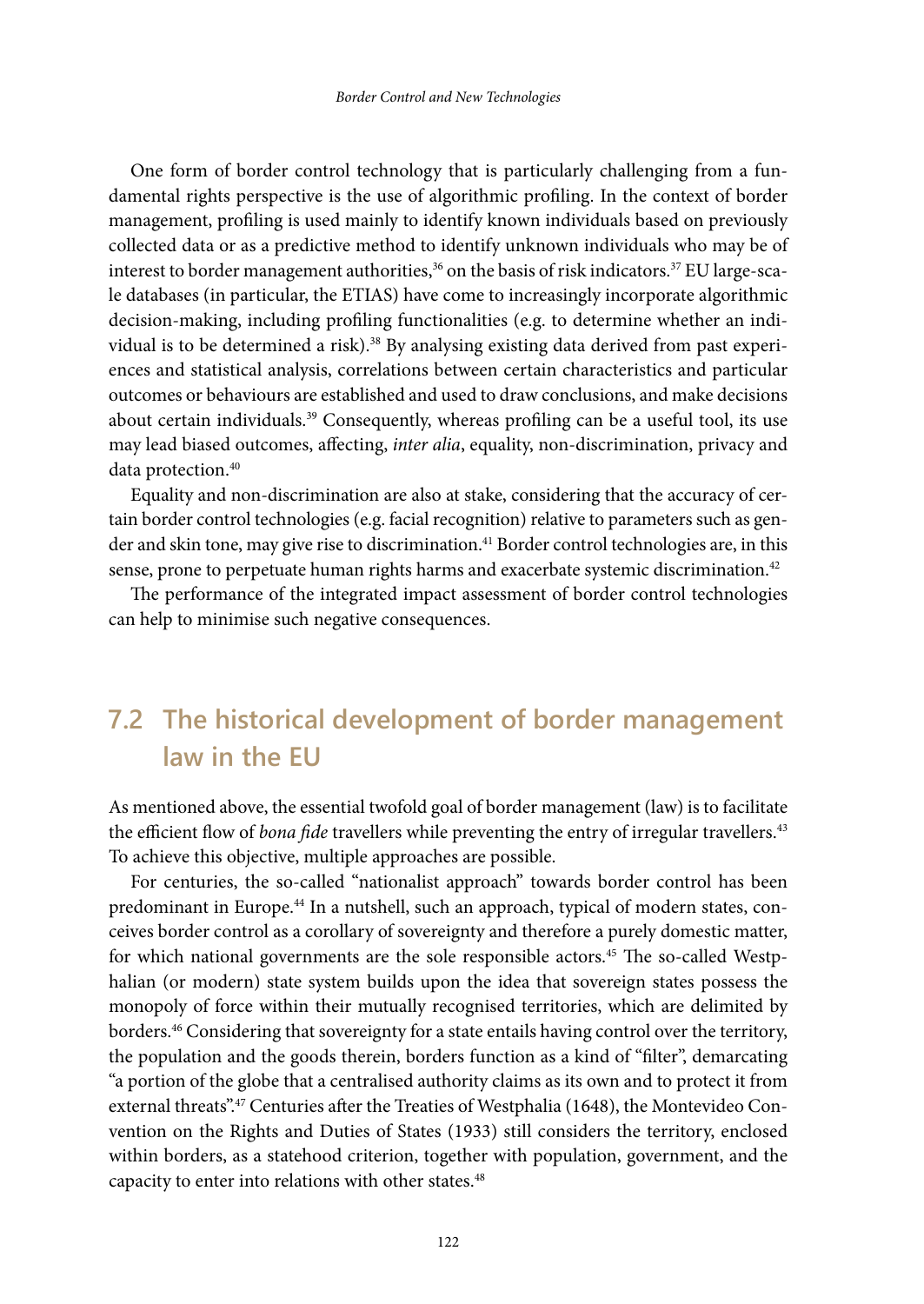One form of border control technology that is particularly challenging from a fundamental rights perspective is the use of algorithmic profiling. In the context of border management, profiling is used mainly to identify known individuals based on previously collected data or as a predictive method to identify unknown individuals who may be of interest to border management authorities,[36] on the basis of risk indicators.[37] EU large-scale databases (in particular, the ETIAS) have come to increasingly incorporate algorithmic decision-making, including profiling functionalities (e.g. to determine whether an individual is to be determined a risk).[38] By analysing existing data derived from past experiences and statistical analysis, correlations between certain characteristics and particular outcomes or behaviours are established and used to draw conclusions, and make decisions about certain individuals.[39] Consequently, whereas profiling can be a useful tool, its use may lead biased outcomes, affecting, *inter alia*, equality, non-discrimination, privacy and data protection.[40]

Equality and non-discrimination are also at stake, considering that the accuracy of certain border control technologies (e.g. facial recognition) relative to parameters such as gender and skin tone, may give rise to discrimination.[41] Border control technologies are, in this sense, prone to perpetuate human rights harms and exacerbate systemic discrimination.[42]

The performance of the integrated impact assessment of border control technologies can help to minimise such negative consequences.

## 7.2 The historical development of border management law in the EU

As mentioned above, the essential twofold goal of border management (law) is to facilitate the efficient flow of *bona fide* travellers while preventing the entry of irregular travellers.[43] To achieve this objective, multiple approaches are possible.

For centuries, the so-called "nationalist approach" towards border control has been predominant in Europe.[44] In a nutshell, such an approach, typical of modern states, conceives border control as a corollary of sovereignty and therefore a purely domestic matter, for which national governments are the sole responsible actors.[45] The so-called Westphalian (or modern) state system builds upon the idea that sovereign states possess the monopoly of force within their mutually recognised territories, which are delimited by borders.[46] Considering that sovereignty for a state entails having control over the territory, the population and the goods therein, borders function as a kind of "filter", demarcating "a portion of the globe that a centralised authority claims as its own and to protect it from external threats".[47] Centuries after the Treaties of Westphalia (1648), the Montevideo Convention on the Rights and Duties of States (1933) still considers the territory, enclosed within borders, as a statehood criterion, together with population, government, and the capacity to enter into relations with other states.[48]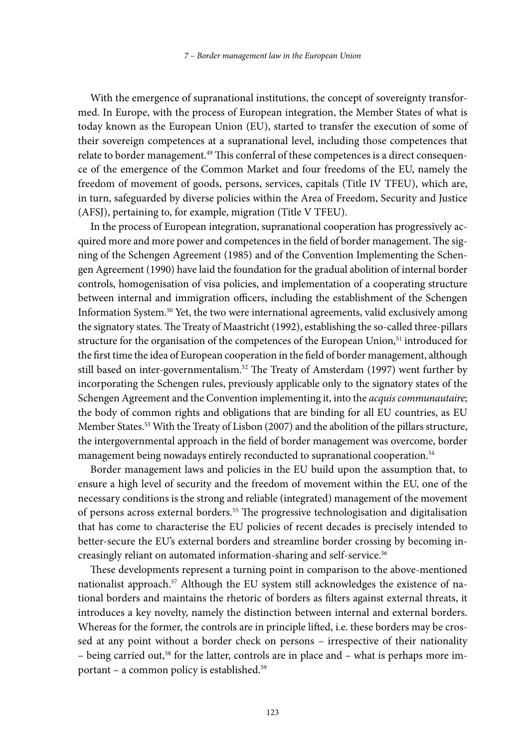With the emergence of supranational institutions, the concept of sovereignty transformed. In Europe, with the process of European integration, the Member States of what is today known as the European Union (EU), started to transfer the execution of some of their sovereign competences at a supranational level, including those competences that relate to border management.[49] This conferral of these competences is a direct consequence of the emergence of the Common Market and four freedoms of the EU, namely the freedom of movement of goods, persons, services, capitals (Title IV TFEU), which are, in turn, safeguarded by diverse policies within the Area of Freedom, Security and Justice (AFSJ), pertaining to, for example, migration (Title V TFEU).

In the process of European integration, supranational cooperation has progressively acquired more and more power and competences in the field of border management. The signing of the Schengen Agreement (1985) and of the Convention Implementing the Schengen Agreement (1990) have laid the foundation for the gradual abolition of internal border controls, homogenisation of visa policies, and implementation of a cooperating structure between internal and immigration officers, including the establishment of the Schengen Information System.[50] Yet, the two were international agreements, valid exclusively among the signatory states. The Treaty of Maastricht (1992), establishing the so-called three-pillars structure for the organisation of the competences of the European Union,[51] introduced for the first time the idea of European cooperation in the field of border management, although still based on inter-governmentalism.[52] The Treaty of Amsterdam (1997) went further by incorporating the Schengen rules, previously applicable only to the signatory states of the Schengen Agreement and the Convention implementing it, into the *acquis communautaire*; the body of common rights and obligations that are binding for all EU countries, as EU Member States.[53] With the Treaty of Lisbon (2007) and the abolition of the pillars structure, the intergovernmental approach in the field of border management was overcome, border management being nowadays entirely reconducted to supranational cooperation.[54]

Border management laws and policies in the EU build upon the assumption that, to ensure a high level of security and the freedom of movement within the EU, one of the necessary conditions is the strong and reliable (integrated) management of the movement of persons across external borders.[55] The progressive technologisation and digitalisation that has come to characterise the EU policies of recent decades is precisely intended to better-secure the EU's external borders and streamline border crossing by becoming increasingly reliant on automated information-sharing and self-service.[56]

These developments represent a turning point in comparison to the above-mentioned nationalist approach.[57] Although the EU system still acknowledges the existence of national borders and maintains the rhetoric of borders as filters against external threats, it introduces a key novelty, namely the distinction between internal and external borders. Whereas for the former, the controls are in principle lifted, i.e. these borders may be crossed at any point without a border check on persons – irrespective of their nationality – being carried out,[58] for the latter, controls are in place and – what is perhaps more important – a common policy is established.[59]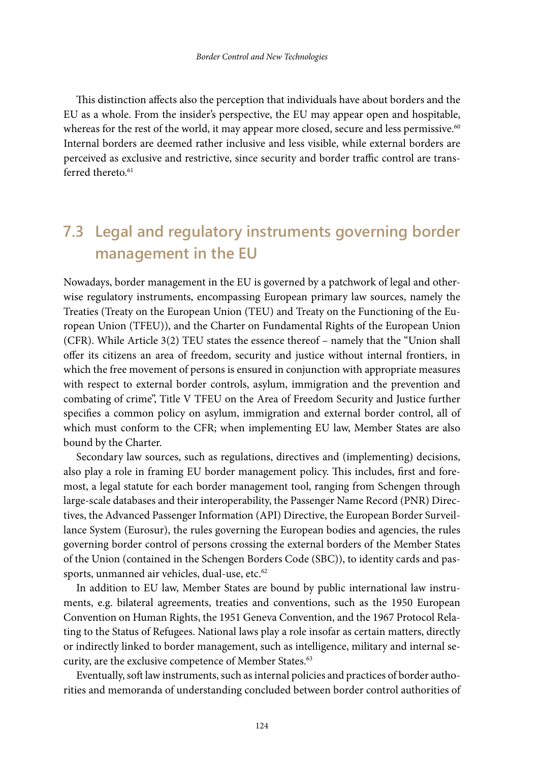This distinction affects also the perception that individuals have about borders and the EU as a whole. From the insider's perspective, the EU may appear open and hospitable, whereas for the rest of the world, it may appear more closed, secure and less permissive.[60] Internal borders are deemed rather inclusive and less visible, while external borders are perceived as exclusive and restrictive, since security and border traffic control are transferred thereto.[61]

## 7.3 Legal and regulatory instruments governing border management in the EU

Nowadays, border management in the EU is governed by a patchwork of legal and otherwise regulatory instruments, encompassing European primary law sources, namely the Treaties (Treaty on the European Union (TEU) and Treaty on the Functioning of the European Union (TFEU)), and the Charter on Fundamental Rights of the European Union (CFR). While Article 3(2) TEU states the essence thereof – namely that the "Union shall offer its citizens an area of freedom, security and justice without internal frontiers, in which the free movement of persons is ensured in conjunction with appropriate measures with respect to external border controls, asylum, immigration and the prevention and combating of crime", Title V TFEU on the Area of Freedom Security and Justice further specifies a common policy on asylum, immigration and external border control, all of which must conform to the CFR; when implementing EU law, Member States are also bound by the Charter.

Secondary law sources, such as regulations, directives and (implementing) decisions, also play a role in framing EU border management policy. This includes, first and foremost, a legal statute for each border management tool, ranging from Schengen through large-scale databases and their interoperability, the Passenger Name Record (PNR) Directives, the Advanced Passenger Information (API) Directive, the European Border Surveillance System (Eurosur), the rules governing the European bodies and agencies, the rules governing border control of persons crossing the external borders of the Member States of the Union (contained in the Schengen Borders Code (SBC)), to identity cards and passports, unmanned air vehicles, dual-use, etc.[62]

In addition to EU law, Member States are bound by public international law instruments, e.g. bilateral agreements, treaties and conventions, such as the 1950 European Convention on Human Rights, the 1951 Geneva Convention, and the 1967 Protocol Relating to the Status of Refugees. National laws play a role insofar as certain matters, directly or indirectly linked to border management, such as intelligence, military and internal security, are the exclusive competence of Member States.[63]

Eventually, soft law instruments, such as internal policies and practices of border authorities and memoranda of understanding concluded between border control authorities of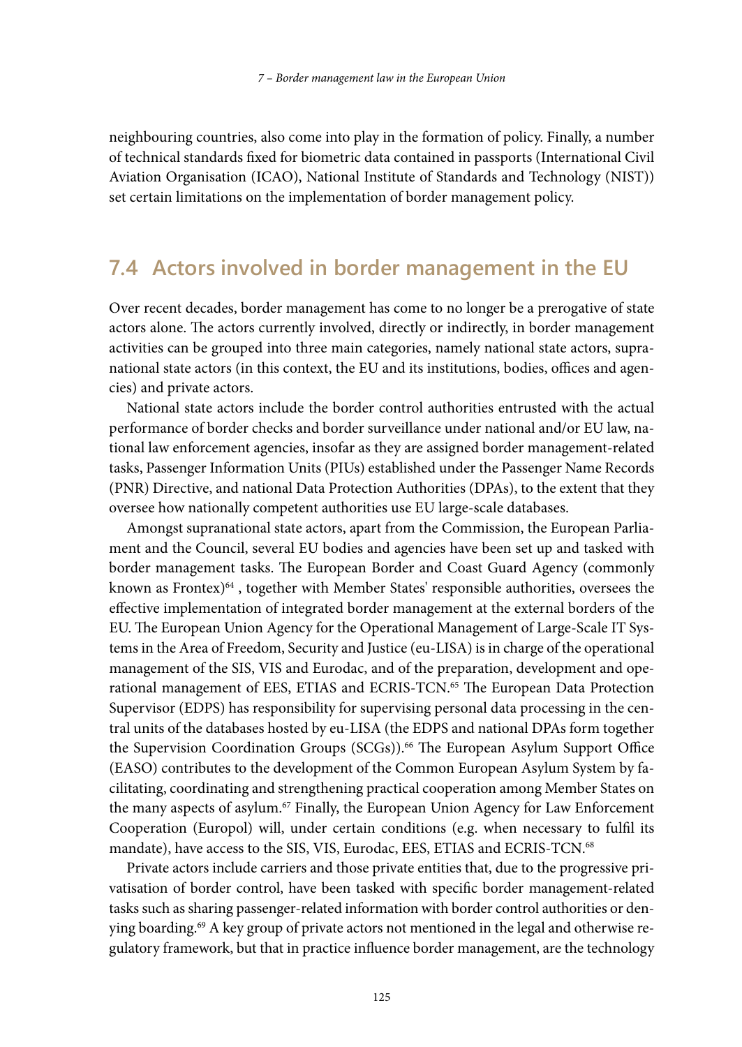neighbouring countries, also come into play in the formation of policy. Finally, a number of technical standards fixed for biometric data contained in passports (International Civil Aviation Organisation (ICAO), National Institute of Standards and Technology (NIST)) set certain limitations on the implementation of border management policy.

## 7.4 Actors involved in border management in the EU

Over recent decades, border management has come to no longer be a prerogative of state actors alone. The actors currently involved, directly or indirectly, in border management activities can be grouped into three main categories, namely national state actors, supranational state actors (in this context, the EU and its institutions, bodies, offices and agencies) and private actors.

National state actors include the border control authorities entrusted with the actual performance of border checks and border surveillance under national and/or EU law, national law enforcement agencies, insofar as they are assigned border management-related tasks, Passenger Information Units (PIUs) established under the Passenger Name Records (PNR) Directive, and national Data Protection Authorities (DPAs), to the extent that they oversee how nationally competent authorities use EU large-scale databases.

Amongst supranational state actors, apart from the Commission, the European Parliament and the Council, several EU bodies and agencies have been set up and tasked with border management tasks. The European Border and Coast Guard Agency (commonly known as Frontex)[64] , together with Member States' responsible authorities, oversees the effective implementation of integrated border management at the external borders of the EU. The European Union Agency for the Operational Management of Large-Scale IT Systems in the Area of Freedom, Security and Justice (eu-LISA) is in charge of the operational management of the SIS, VIS and Eurodac, and of the preparation, development and operational management of EES, ETIAS and ECRIS-TCN.[65] The European Data Protection Supervisor (EDPS) has responsibility for supervising personal data processing in the central units of the databases hosted by eu-LISA (the EDPS and national DPAs form together the Supervision Coordination Groups (SCGs)).[66] The European Asylum Support Office (EASO) contributes to the development of the Common European Asylum System by facilitating, coordinating and strengthening practical cooperation among Member States on the many aspects of asylum.[67] Finally, the European Union Agency for Law Enforcement Cooperation (Europol) will, under certain conditions (e.g. when necessary to fulfil its mandate), have access to the SIS, VIS, Eurodac, EES, ETIAS and ECRIS-TCN.[68]

Private actors include carriers and those private entities that, due to the progressive privatisation of border control, have been tasked with specific border management-related tasks such as sharing passenger-related information with border control authorities or denying boarding.[69] A key group of private actors not mentioned in the legal and otherwise regulatory framework, but that in practice influence border management, are the technology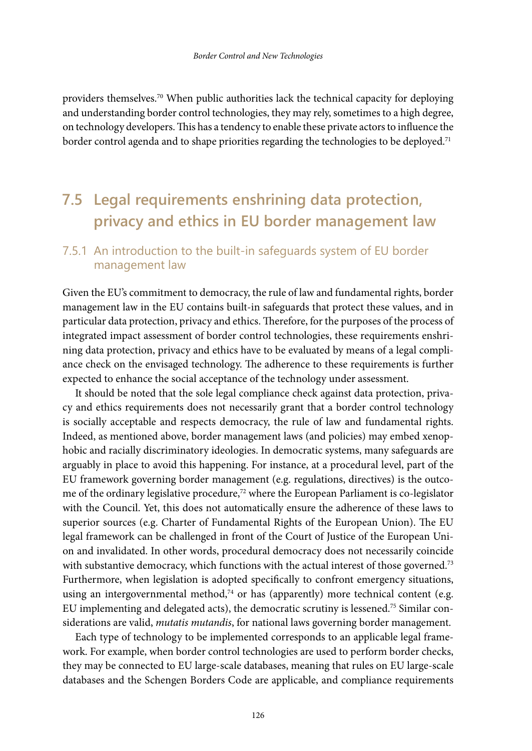providers themselves.[70] When public authorities lack the technical capacity for deploying and understanding border control technologies, they may rely, sometimes to a high degree, on technology developers. This has a tendency to enable these private actors to influence the border control agenda and to shape priorities regarding the technologies to be deployed.[71]

## 7.5 Legal requirements enshrining data protection, privacy and ethics in EU border management law

### 7.5.1 An introduction to the built-in safeguards system of EU border management law

Given the EU's commitment to democracy, the rule of law and fundamental rights, border management law in the EU contains built-in safeguards that protect these values, and in particular data protection, privacy and ethics. Therefore, for the purposes of the process of integrated impact assessment of border control technologies, these requirements enshrining data protection, privacy and ethics have to be evaluated by means of a legal compliance check on the envisaged technology. The adherence to these requirements is further expected to enhance the social acceptance of the technology under assessment.

It should be noted that the sole legal compliance check against data protection, privacy and ethics requirements does not necessarily grant that a border control technology is socially acceptable and respects democracy, the rule of law and fundamental rights. Indeed, as mentioned above, border management laws (and policies) may embed xenophobic and racially discriminatory ideologies. In democratic systems, many safeguards are arguably in place to avoid this happening. For instance, at a procedural level, part of the EU framework governing border management (e.g. regulations, directives) is the outcome of the ordinary legislative procedure,[72] where the European Parliament is co-legislator with the Council. Yet, this does not automatically ensure the adherence of these laws to superior sources (e.g. Charter of Fundamental Rights of the European Union). The EU legal framework can be challenged in front of the Court of Justice of the European Union and invalidated. In other words, procedural democracy does not necessarily coincide with substantive democracy, which functions with the actual interest of those governed.[73] Furthermore, when legislation is adopted specifically to confront emergency situations, using an intergovernmental method,[74] or has (apparently) more technical content (e.g. EU implementing and delegated acts), the democratic scrutiny is lessened.[75] Similar considerations are valid, *mutatis mutandis*, for national laws governing border management.

Each type of technology to be implemented corresponds to an applicable legal framework. For example, when border control technologies are used to perform border checks, they may be connected to EU large-scale databases, meaning that rules on EU large-scale databases and the Schengen Borders Code are applicable, and compliance requirements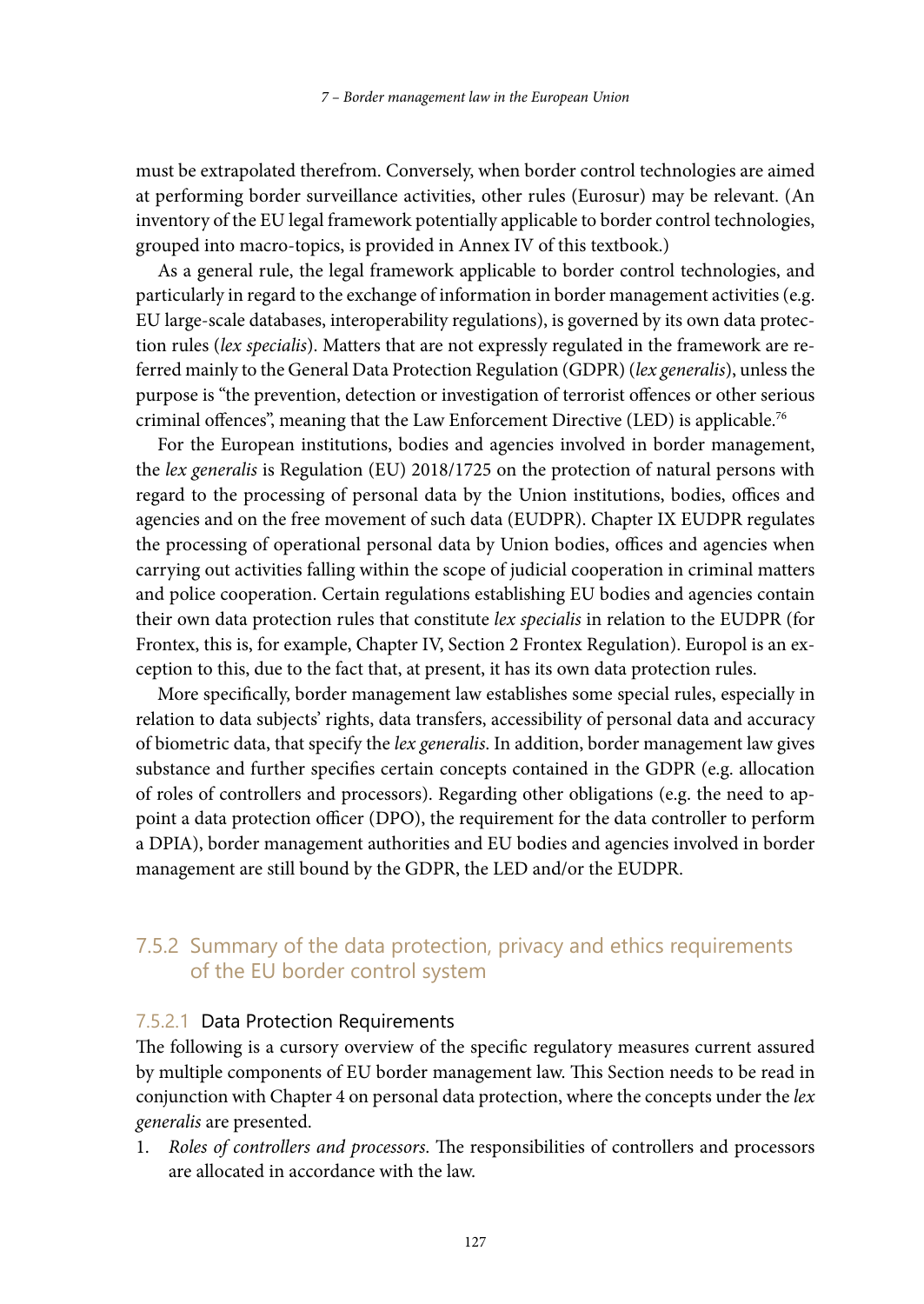must be extrapolated therefrom. Conversely, when border control technologies are aimed at performing border surveillance activities, other rules (Eurosur) may be relevant. (An inventory of the EU legal framework potentially applicable to border control technologies, grouped into macro-topics, is provided in Annex IV of this textbook.)

As a general rule, the legal framework applicable to border control technologies, and particularly in regard to the exchange of information in border management activities (e.g. EU large-scale databases, interoperability regulations), is governed by its own data protection rules (*lex specialis*). Matters that are not expressly regulated in the framework are referred mainly to the General Data Protection Regulation (GDPR) (*lex generalis*), unless the purpose is "the prevention, detection or investigation of terrorist offences or other serious criminal offences", meaning that the Law Enforcement Directive (LED) is applicable.[76]

For the European institutions, bodies and agencies involved in border management, the *lex generalis* is Regulation (EU) 2018/1725 on the protection of natural persons with regard to the processing of personal data by the Union institutions, bodies, offices and agencies and on the free movement of such data (EUDPR). Chapter IX EUDPR regulates the processing of operational personal data by Union bodies, offices and agencies when carrying out activities falling within the scope of judicial cooperation in criminal matters and police cooperation. Certain regulations establishing EU bodies and agencies contain their own data protection rules that constitute *lex specialis* in relation to the EUDPR (for Frontex, this is, for example, Chapter IV, Section 2 Frontex Regulation). Europol is an exception to this, due to the fact that, at present, it has its own data protection rules.

More specifically, border management law establishes some special rules, especially in relation to data subjects' rights, data transfers, accessibility of personal data and accuracy of biometric data, that specify the *lex generalis*. In addition, border management law gives substance and further specifies certain concepts contained in the GDPR (e.g. allocation of roles of controllers and processors). Regarding other obligations (e.g. the need to appoint a data protection officer (DPO), the requirement for the data controller to perform a DPIA), border management authorities and EU bodies and agencies involved in border management are still bound by the GDPR, the LED and/or the EUDPR.

## 7.5.2 Summary of the data protection, privacy and ethics requirements of the EU border control system

### 7.5.2.1 Data Protection Requirements

The following is a cursory overview of the specific regulatory measures current assured by multiple components of EU border management law. This Section needs to be read in conjunction with Chapter 4 on personal data protection, where the concepts under the *lex generalis* are presented.

1. *Roles of controllers and processors*. The responsibilities of controllers and processors are allocated in accordance with the law.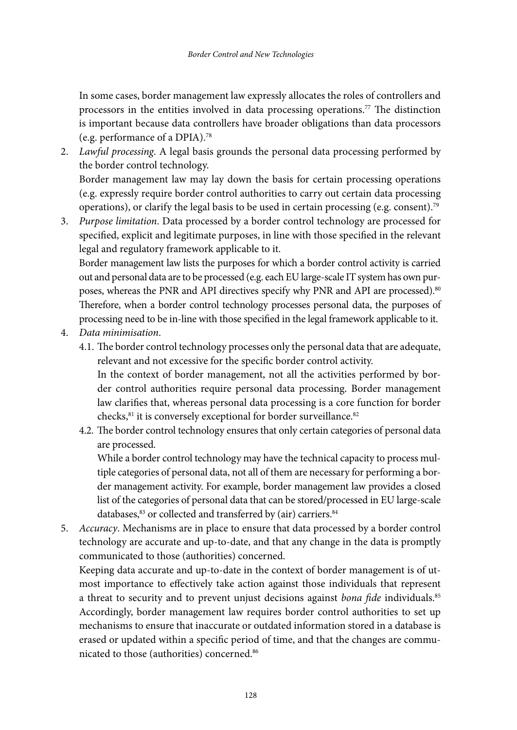In some cases, border management law expressly allocates the roles of controllers and processors in the entities involved in data processing operations.[77] The distinction is important because data controllers have broader obligations than data processors (e.g. performance of a DPIA).[78]

2. *Lawful processing*. A legal basis grounds the personal data processing performed by the border control technology.
   Border management law may lay down the basis for certain processing operations (e.g. expressly require border control authorities to carry out certain data processing operations), or clarify the legal basis to be used in certain processing (e.g. consent).[79]
3. *Purpose limitation*. Data processed by a border control technology are processed for specified, explicit and legitimate purposes, in line with those specified in the relevant legal and regulatory framework applicable to it.
   Border management law lists the purposes for which a border control activity is carried out and personal data are to be processed (e.g. each EU large-scale IT system has own purposes, whereas the PNR and API directives specify why PNR and API are processed).[80] Therefore, when a border control technology processes personal data, the purposes of processing need to be in-line with those specified in the legal framework applicable to it.
4. *Data minimisation*.
   4.1. The border control technology processes only the personal data that are adequate, relevant and not excessive for the specific border control activity.
   In the context of border management, not all the activities performed by border control authorities require personal data processing. Border management law clarifies that, whereas personal data processing is a core function for border checks,[81] it is conversely exceptional for border surveillance.[82]
   4.2. The border control technology ensures that only certain categories of personal data are processed.
   While a border control technology may have the technical capacity to process multiple categories of personal data, not all of them are necessary for performing a border management activity. For example, border management law provides a closed list of the categories of personal data that can be stored/processed in EU large-scale databases,[83] or collected and transferred by (air) carriers.[84]
5. *Accuracy*. Mechanisms are in place to ensure that data processed by a border control technology are accurate and up-to-date, and that any change in the data is promptly communicated to those (authorities) concerned.
   Keeping data accurate and up-to-date in the context of border management is of utmost importance to effectively take action against those individuals that represent a threat to security and to prevent unjust decisions against *bona fide* individuals.[85] Accordingly, border management law requires border control authorities to set up mechanisms to ensure that inaccurate or outdated information stored in a database is erased or updated within a specific period of time, and that the changes are communicated to those (authorities) concerned.[86]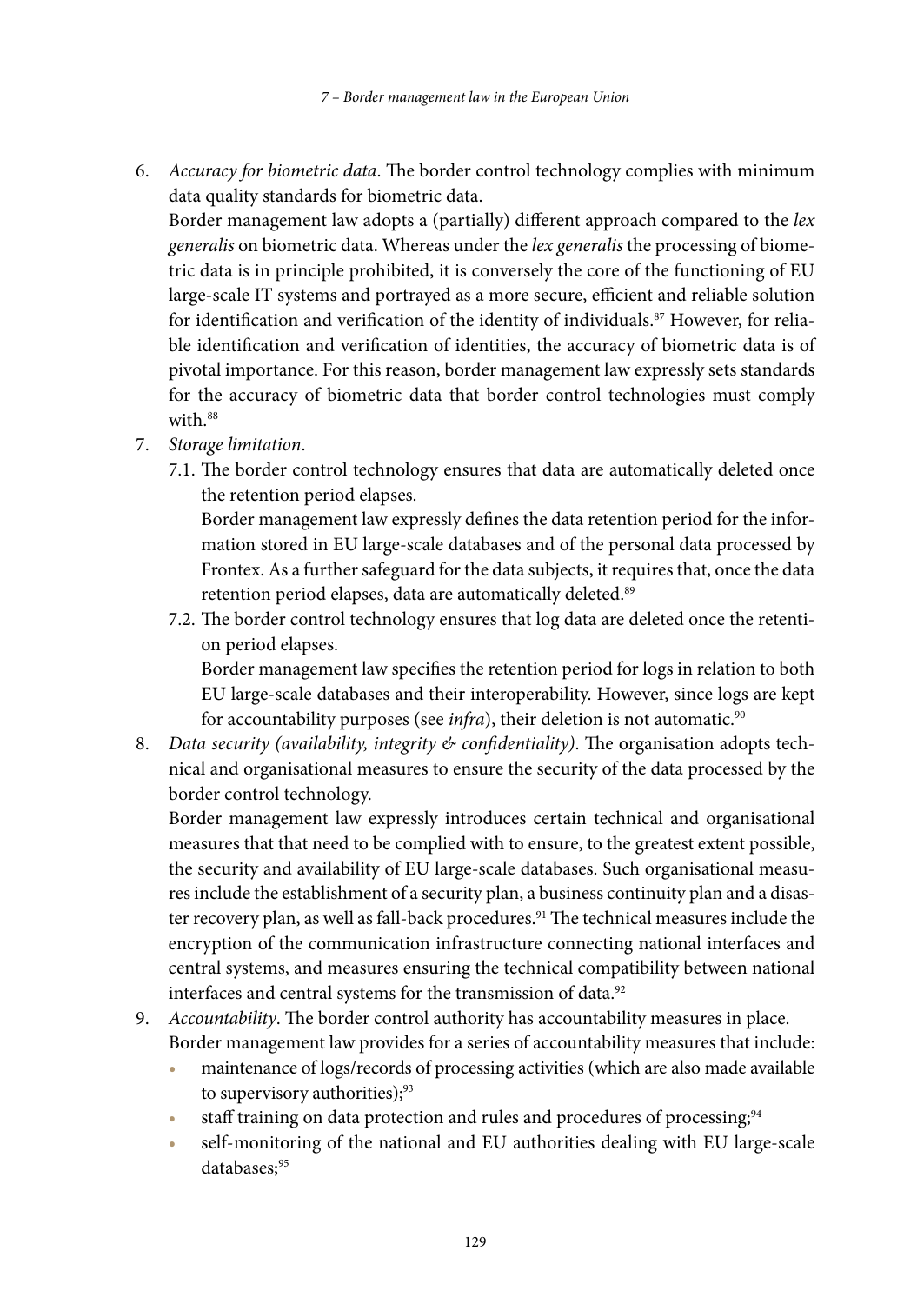6. *Accuracy for biometric data*. The border control technology complies with minimum data quality standards for biometric data.
   Border management law adopts a (partially) different approach compared to the *lex generalis* on biometric data. Whereas under the *lex generalis* the processing of biometric data is in principle prohibited, it is conversely the core of the functioning of EU large-scale IT systems and portrayed as a more secure, efficient and reliable solution for identification and verification of the identity of individuals.[87] However, for reliable identification and verification of identities, the accuracy of biometric data is of pivotal importance. For this reason, border management law expressly sets standards for the accuracy of biometric data that border control technologies must comply with.[88]
7. *Storage limitation*.
   7.1. The border control technology ensures that data are automatically deleted once the retention period elapses.
   Border management law expressly defines the data retention period for the information stored in EU large-scale databases and of the personal data processed by Frontex. As a further safeguard for the data subjects, it requires that, once the data retention period elapses, data are automatically deleted.[89]
   7.2. The border control technology ensures that log data are deleted once the retention period elapses.
   Border management law specifies the retention period for logs in relation to both EU large-scale databases and their interoperability. However, since logs are kept for accountability purposes (see *infra*), their deletion is not automatic.[90]
8. *Data security (availability, integrity & confidentiality)*. The organisation adopts technical and organisational measures to ensure the security of the data processed by the border control technology.
   Border management law expressly introduces certain technical and organisational measures that that need to be complied with to ensure, to the greatest extent possible, the security and availability of EU large-scale databases. Such organisational measures include the establishment of a security plan, a business continuity plan and a disaster recovery plan, as well as fall-back procedures.[91] The technical measures include the encryption of the communication infrastructure connecting national interfaces and central systems, and measures ensuring the technical compatibility between national interfaces and central systems for the transmission of data.[92]
9. *Accountability*. The border control authority has accountability measures in place.
   Border management law provides for a series of accountability measures that include:
   - maintenance of logs/records of processing activities (which are also made available to supervisory authorities);[93]
   - staff training on data protection and rules and procedures of processing;[94]
   - self-monitoring of the national and EU authorities dealing with EU large-scale databases;[95]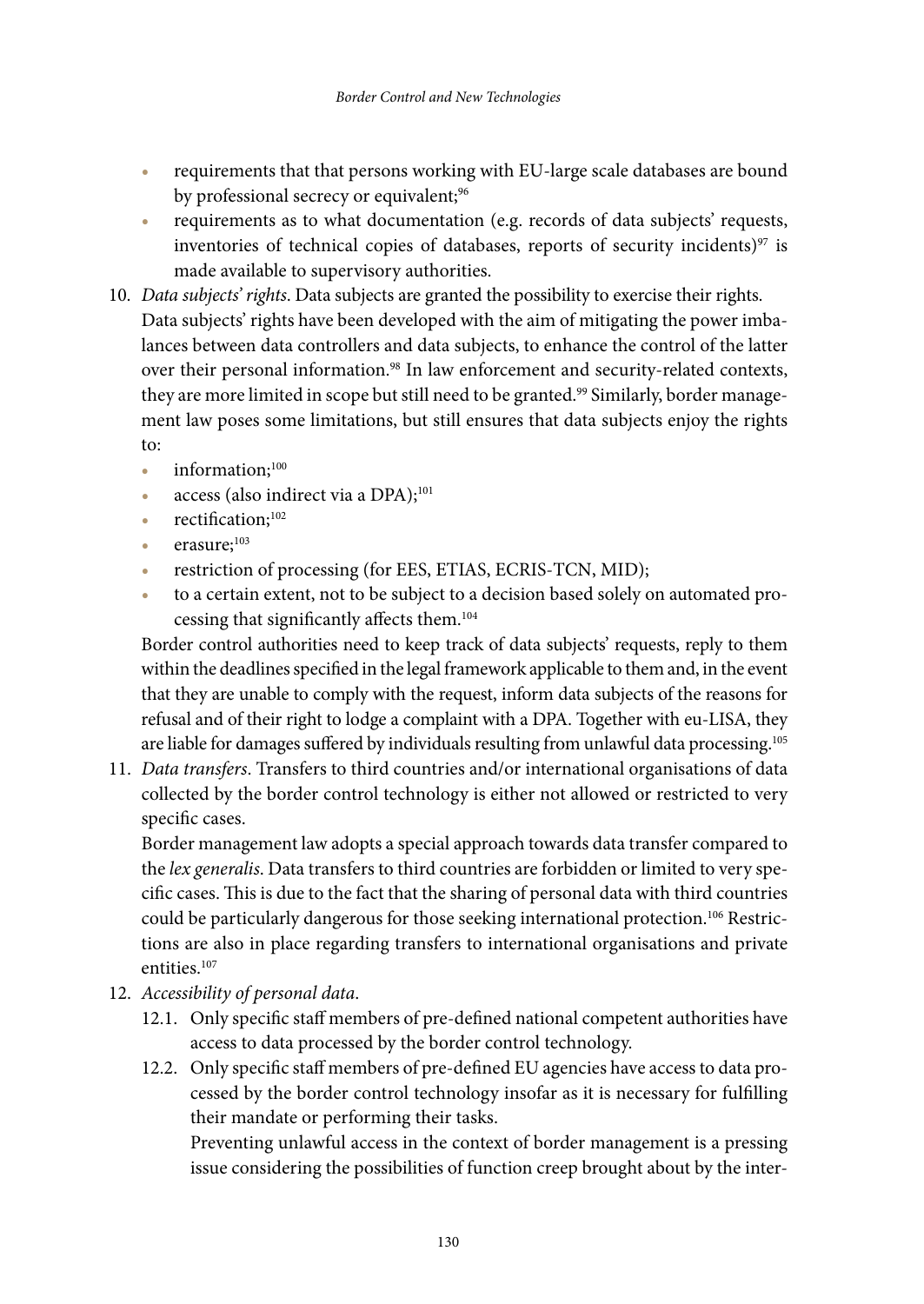- requirements that that persons working with EU-large scale databases are bound by professional secrecy or equivalent;[96]
- requirements as to what documentation (e.g. records of data subjects' requests, inventories of technical copies of databases, reports of security incidents)[97] is made available to supervisory authorities.

10. *Data subjects' rights*. Data subjects are granted the possibility to exercise their rights.
    Data subjects' rights have been developed with the aim of mitigating the power imbalances between data controllers and data subjects, to enhance the control of the latter over their personal information.[98] In law enforcement and security-related contexts, they are more limited in scope but still need to be granted.[99] Similarly, border management law poses some limitations, but still ensures that data subjects enjoy the rights to:
    - information;[100]
    - access (also indirect via a DPA);[101]
    - rectification;[102]
    - erasure;[103]
    - restriction of processing (for EES, ETIAS, ECRIS-TCN, MID);
    - to a certain extent, not to be subject to a decision based solely on automated processing that significantly affects them.[104]

    Border control authorities need to keep track of data subjects' requests, reply to them within the deadlines specified in the legal framework applicable to them and, in the event that they are unable to comply with the request, inform data subjects of the reasons for refusal and of their right to lodge a complaint with a DPA. Together with eu-LISA, they are liable for damages suffered by individuals resulting from unlawful data processing.[105]

11. *Data transfers*. Transfers to third countries and/or international organisations of data collected by the border control technology is either not allowed or restricted to very specific cases.
    Border management law adopts a special approach towards data transfer compared to the *lex generalis*. Data transfers to third countries are forbidden or limited to very specific cases. This is due to the fact that the sharing of personal data with third countries could be particularly dangerous for those seeking international protection.[106] Restrictions are also in place regarding transfers to international organisations and private entities.[107]

12. *Accessibility of personal data*.
    12.1. Only specific staff members of pre-defined national competent authorities have access to data processed by the border control technology.
    12.2. Only specific staff members of pre-defined EU agencies have access to data processed by the border control technology insofar as it is necessary for fulfilling their mandate or performing their tasks.
    Preventing unlawful access in the context of border management is a pressing issue considering the possibilities of function creep brought about by the inter-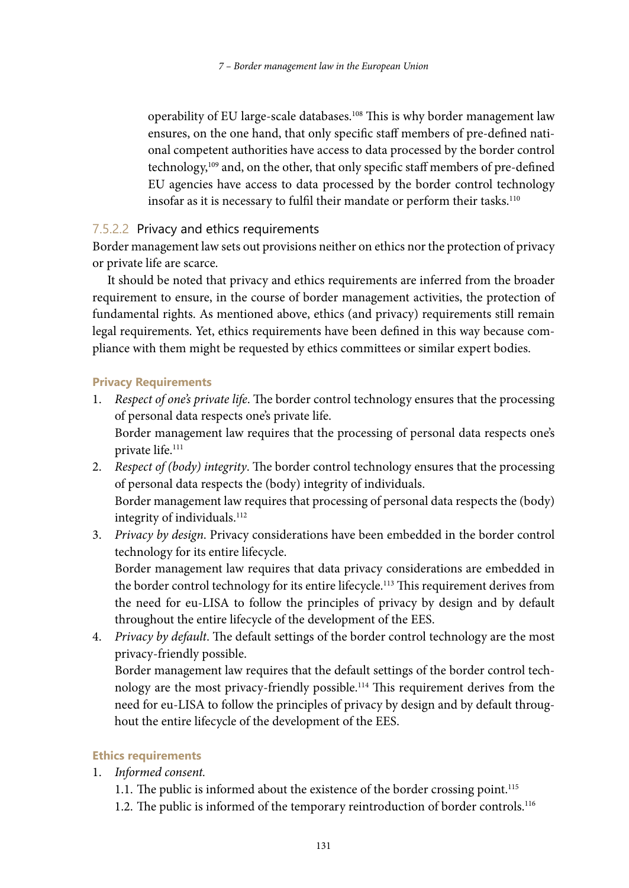operability of EU large-scale databases.[108] This is why border management law ensures, on the one hand, that only specific staff members of pre-defined national competent authorities have access to data processed by the border control technology,[109] and, on the other, that only specific staff members of pre-defined EU agencies have access to data processed by the border control technology insofar as it is necessary to fulfil their mandate or perform their tasks.[110]

#### 7.5.2.2 Privacy and ethics requirements

Border management law sets out provisions neither on ethics nor the protection of privacy or private life are scarce.

It should be noted that privacy and ethics requirements are inferred from the broader requirement to ensure, in the course of border management activities, the protection of fundamental rights. As mentioned above, ethics (and privacy) requirements still remain legal requirements. Yet, ethics requirements have been defined in this way because compliance with them might be requested by ethics committees or similar expert bodies.

**Privacy Requirements**

1. *Respect of one's private life*. The border control technology ensures that the processing of personal data respects one's private life.
   Border management law requires that the processing of personal data respects one's private life.[111]
2. *Respect of (body) integrity*. The border control technology ensures that the processing of personal data respects the (body) integrity of individuals.
   Border management law requires that processing of personal data respects the (body) integrity of individuals.[112]
3. *Privacy by design*. Privacy considerations have been embedded in the border control technology for its entire lifecycle.
   Border management law requires that data privacy considerations are embedded in the border control technology for its entire lifecycle.[113] This requirement derives from the need for eu-LISA to follow the principles of privacy by design and by default throughout the entire lifecycle of the development of the EES.
4. *Privacy by default*. The default settings of the border control technology are the most privacy-friendly possible.
   Border management law requires that the default settings of the border control technology are the most privacy-friendly possible.[114] This requirement derives from the need for eu-LISA to follow the principles of privacy by design and by default throughout the entire lifecycle of the development of the EES.

**Ethics requirements**

1. *Informed consent.*
   1.1. The public is informed about the existence of the border crossing point.[115]
   1.2. The public is informed of the temporary reintroduction of border controls.[116]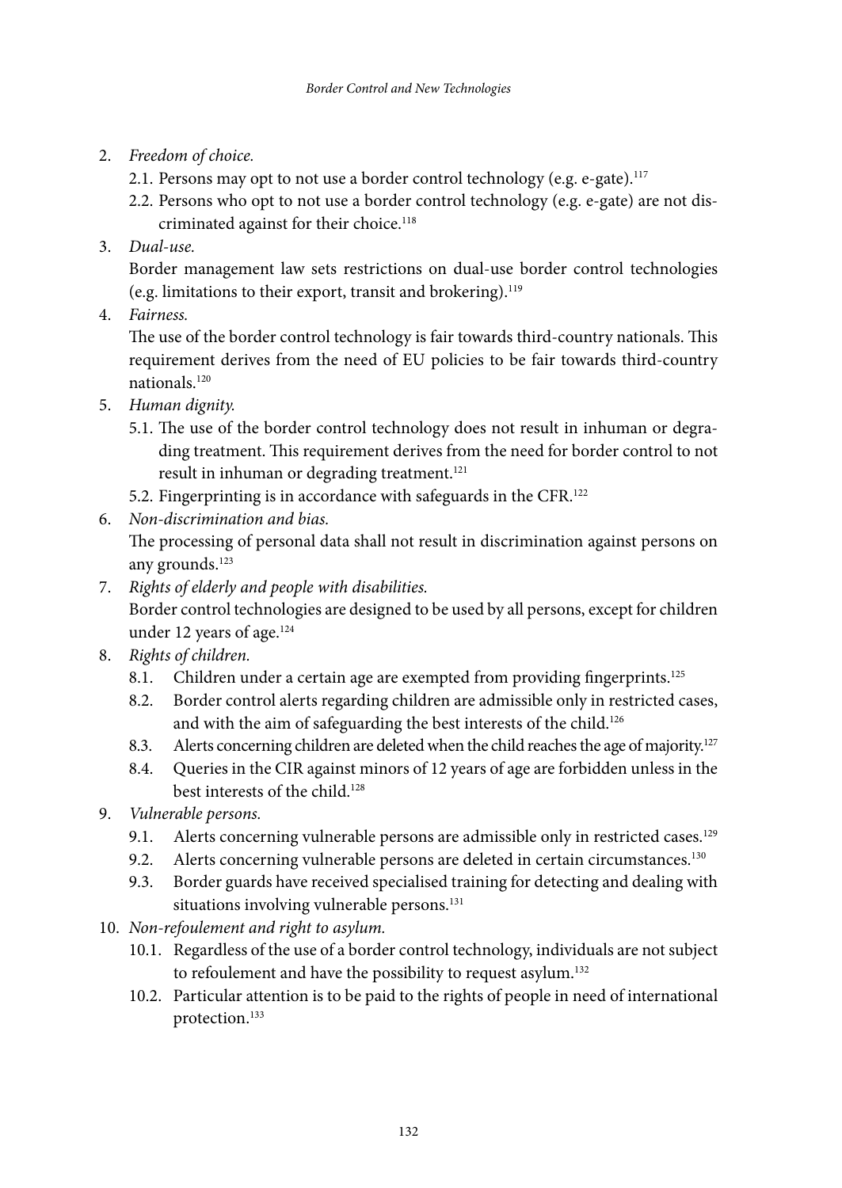2. *Freedom of choice.*
   2.1. Persons may opt to not use a border control technology (e.g. e-gate).[117]
   2.2. Persons who opt to not use a border control technology (e.g. e-gate) are not discriminated against for their choice.[118]
3. *Dual-use.*
   Border management law sets restrictions on dual-use border control technologies (e.g. limitations to their export, transit and brokering).[119]
4. *Fairness.*
   The use of the border control technology is fair towards third-country nationals. This requirement derives from the need of EU policies to be fair towards third-country nationals.[120]
5. *Human dignity.*
   5.1. The use of the border control technology does not result in inhuman or degrading treatment. This requirement derives from the need for border control to not result in inhuman or degrading treatment.[121]
   5.2. Fingerprinting is in accordance with safeguards in the CFR.[122]
6. *Non-discrimination and bias.*
   The processing of personal data shall not result in discrimination against persons on any grounds.[123]
7. *Rights of elderly and people with disabilities.*
   Border control technologies are designed to be used by all persons, except for children under 12 years of age.[124]
8. *Rights of children.*
   8.1. Children under a certain age are exempted from providing fingerprints.[125]
   8.2. Border control alerts regarding children are admissible only in restricted cases, and with the aim of safeguarding the best interests of the child.[126]
   8.3. Alerts concerning children are deleted when the child reaches the age of majority.[127]
   8.4. Queries in the CIR against minors of 12 years of age are forbidden unless in the best interests of the child.[128]
9. *Vulnerable persons.*
   9.1. Alerts concerning vulnerable persons are admissible only in restricted cases.[129]
   9.2. Alerts concerning vulnerable persons are deleted in certain circumstances.[130]
   9.3. Border guards have received specialised training for detecting and dealing with situations involving vulnerable persons.[131]
10. *Non-refoulement and right to asylum.*
    10.1. Regardless of the use of a border control technology, individuals are not subject to refoulement and have the possibility to request asylum.[132]
    10.2. Particular attention is to be paid to the rights of people in need of international protection.[133]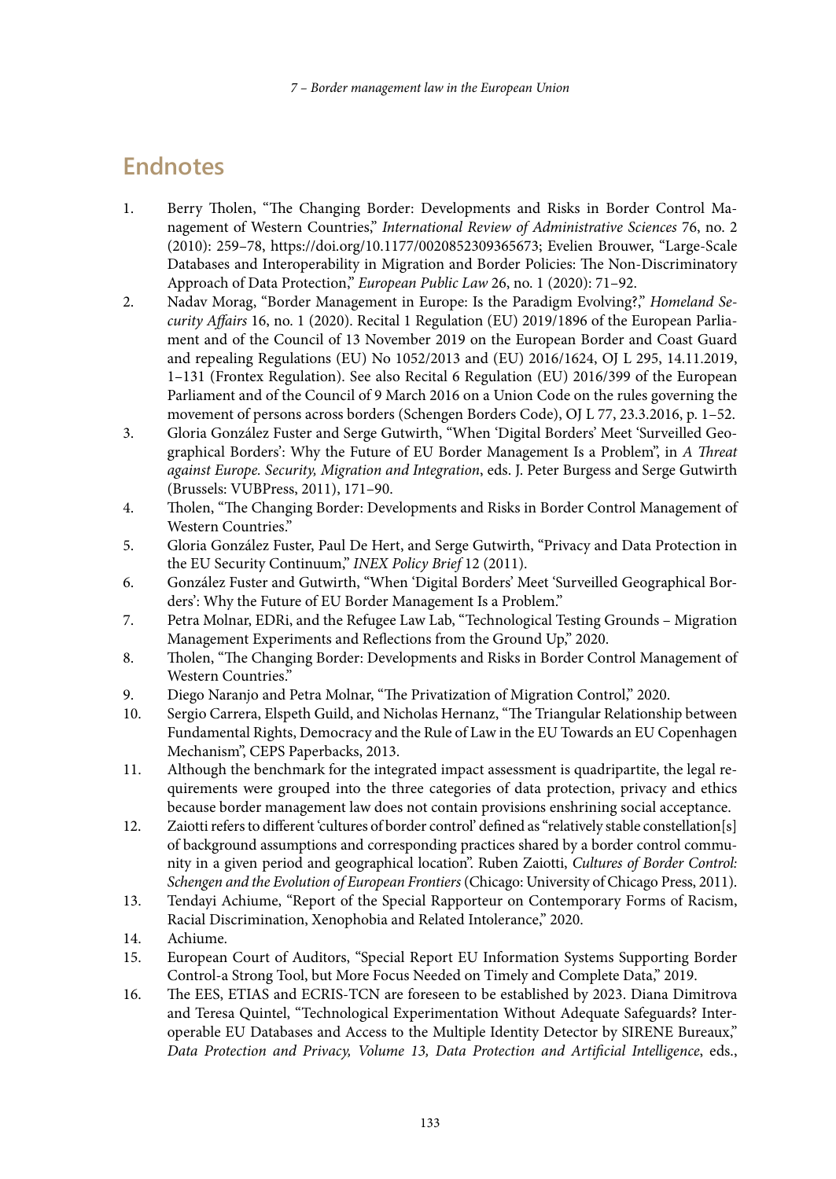## Endnotes

1. Berry Tholen, "The Changing Border: Developments and Risks in Border Control Management of Western Countries," *International Review of Administrative Sciences* 76, no. 2 (2010): 259–78, https://doi.org/10.1177/0020852309365673; Evelien Brouwer, "Large-Scale Databases and Interoperability in Migration and Border Policies: The Non-Discriminatory Approach of Data Protection," *European Public Law* 26, no. 1 (2020): 71–92.
2. Nadav Morag, "Border Management in Europe: Is the Paradigm Evolving?," *Homeland Security Affairs* 16, no. 1 (2020). Recital 1 Regulation (EU) 2019/1896 of the European Parliament and of the Council of 13 November 2019 on the European Border and Coast Guard and repealing Regulations (EU) No 1052/2013 and (EU) 2016/1624, OJ L 295, 14.11.2019, 1–131 (Frontex Regulation). See also Recital 6 Regulation (EU) 2016/399 of the European Parliament and of the Council of 9 March 2016 on a Union Code on the rules governing the movement of persons across borders (Schengen Borders Code), OJ L 77, 23.3.2016, p. 1–52.
3. Gloria González Fuster and Serge Gutwirth, "When 'Digital Borders' Meet 'Surveilled Geographical Borders': Why the Future of EU Border Management Is a Problem", in *A Threat against Europe. Security, Migration and Integration*, eds. J. Peter Burgess and Serge Gutwirth (Brussels: VUBPress, 2011), 171–90.
4. Tholen, "The Changing Border: Developments and Risks in Border Control Management of Western Countries."
5. Gloria González Fuster, Paul De Hert, and Serge Gutwirth, "Privacy and Data Protection in the EU Security Continuum," *INEX Policy Brief* 12 (2011).
6. González Fuster and Gutwirth, "When 'Digital Borders' Meet 'Surveilled Geographical Borders': Why the Future of EU Border Management Is a Problem."
7. Petra Molnar, EDRi, and the Refugee Law Lab, "Technological Testing Grounds – Migration Management Experiments and Reflections from the Ground Up," 2020.
8. Tholen, "The Changing Border: Developments and Risks in Border Control Management of Western Countries."
9. Diego Naranjo and Petra Molnar, "The Privatization of Migration Control," 2020.
10. Sergio Carrera, Elspeth Guild, and Nicholas Hernanz, "The Triangular Relationship between Fundamental Rights, Democracy and the Rule of Law in the EU Towards an EU Copenhagen Mechanism", CEPS Paperbacks, 2013.
11. Although the benchmark for the integrated impact assessment is quadripartite, the legal requirements were grouped into the three categories of data protection, privacy and ethics because border management law does not contain provisions enshrining social acceptance.
12. Zaiotti refers to different 'cultures of border control' defined as "relatively stable constellation[s] of background assumptions and corresponding practices shared by a border control community in a given period and geographical location". Ruben Zaiotti, *Cultures of Border Control: Schengen and the Evolution of European Frontiers* (Chicago: University of Chicago Press, 2011).
13. Tendayi Achiume, "Report of the Special Rapporteur on Contemporary Forms of Racism, Racial Discrimination, Xenophobia and Related Intolerance," 2020.
14. Achiume.
15. European Court of Auditors, "Special Report EU Information Systems Supporting Border Control-a Strong Tool, but More Focus Needed on Timely and Complete Data," 2019.
16. The EES, ETIAS and ECRIS-TCN are foreseen to be established by 2023. Diana Dimitrova and Teresa Quintel, "Technological Experimentation Without Adequate Safeguards? Interoperable EU Databases and Access to the Multiple Identity Detector by SIRENE Bureaux," *Data Protection and Privacy, Volume 13, Data Protection and Artificial Intelligence*, eds.,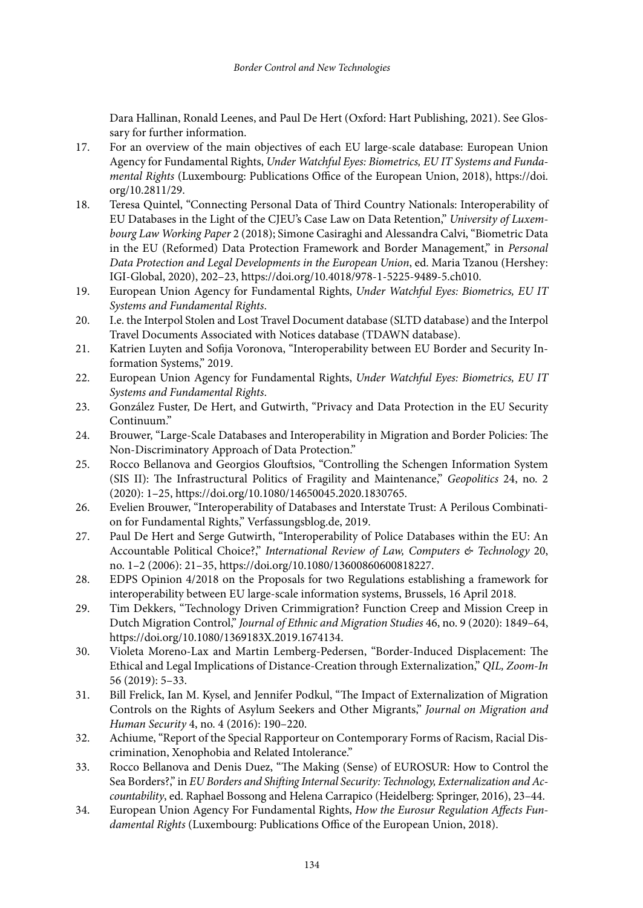Dara Hallinan, Ronald Leenes, and Paul De Hert (Oxford: Hart Publishing, 2021). See Glossary for further information.

17. For an overview of the main objectives of each EU large-scale database: European Union Agency for Fundamental Rights, *Under Watchful Eyes: Biometrics, EU IT Systems and Fundamental Rights* (Luxembourg: Publications Office of the European Union, 2018), https://doi.org/10.2811/29.
18. Teresa Quintel, "Connecting Personal Data of Third Country Nationals: Interoperability of EU Databases in the Light of the CJEU's Case Law on Data Retention," *University of Luxembourg Law Working Paper* 2 (2018); Simone Casiraghi and Alessandra Calvi, "Biometric Data in the EU (Reformed) Data Protection Framework and Border Management," in *Personal Data Protection and Legal Developments in the European Union*, ed. Maria Tzanou (Hershey: IGI-Global, 2020), 202–23, https://doi.org/10.4018/978-1-5225-9489-5.ch010.
19. European Union Agency for Fundamental Rights, *Under Watchful Eyes: Biometrics, EU IT Systems and Fundamental Rights*.
20. I.e. the Interpol Stolen and Lost Travel Document database (SLTD database) and the Interpol Travel Documents Associated with Notices database (TDAWN database).
21. Katrien Luyten and Sofija Voronova, "Interoperability between EU Border and Security Information Systems," 2019.
22. European Union Agency for Fundamental Rights, *Under Watchful Eyes: Biometrics, EU IT Systems and Fundamental Rights*.
23. González Fuster, De Hert, and Gutwirth, "Privacy and Data Protection in the EU Security Continuum."
24. Brouwer, "Large-Scale Databases and Interoperability in Migration and Border Policies: The Non-Discriminatory Approach of Data Protection."
25. Rocco Bellanova and Georgios Glouftsios, "Controlling the Schengen Information System (SIS II): The Infrastructural Politics of Fragility and Maintenance," *Geopolitics* 24, no. 2 (2020): 1–25, https://doi.org/10.1080/14650045.2020.1830765.
26. Evelien Brouwer, "Interoperability of Databases and Interstate Trust: A Perilous Combination for Fundamental Rights," Verfassungsblog.de, 2019.
27. Paul De Hert and Serge Gutwirth, "Interoperability of Police Databases within the EU: An Accountable Political Choice?," *International Review of Law, Computers & Technology* 20, no. 1–2 (2006): 21–35, https://doi.org/10.1080/13600860600818227.
28. EDPS Opinion 4/2018 on the Proposals for two Regulations establishing a framework for interoperability between EU large-scale information systems, Brussels, 16 April 2018.
29. Tim Dekkers, "Technology Driven Crimmigration? Function Creep and Mission Creep in Dutch Migration Control," *Journal of Ethnic and Migration Studies* 46, no. 9 (2020): 1849–64, https://doi.org/10.1080/1369183X.2019.1674134.
30. Violeta Moreno-Lax and Martin Lemberg-Pedersen, "Border-Induced Displacement: The Ethical and Legal Implications of Distance-Creation through Externalization," *QIL, Zoom-In* 56 (2019): 5–33.
31. Bill Frelick, Ian M. Kysel, and Jennifer Podkul, "The Impact of Externalization of Migration Controls on the Rights of Asylum Seekers and Other Migrants," *Journal on Migration and Human Security* 4, no. 4 (2016): 190–220.
32. Achiume, "Report of the Special Rapporteur on Contemporary Forms of Racism, Racial Discrimination, Xenophobia and Related Intolerance."
33. Rocco Bellanova and Denis Duez, "The Making (Sense) of EUROSUR: How to Control the Sea Borders?," in *EU Borders and Shifting Internal Security: Technology, Externalization and Accountability*, ed. Raphael Bossong and Helena Carrapico (Heidelberg: Springer, 2016), 23–44.
34. European Union Agency For Fundamental Rights, *How the Eurosur Regulation Affects Fundamental Rights* (Luxembourg: Publications Office of the European Union, 2018).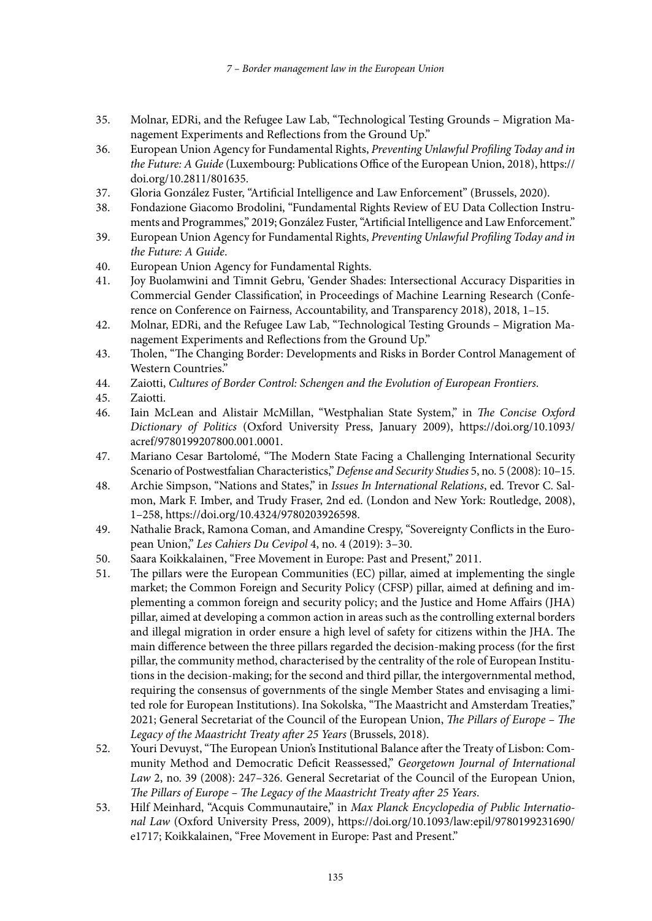35. Molnar, EDRi, and the Refugee Law Lab, "Technological Testing Grounds – Migration Management Experiments and Reflections from the Ground Up."
36. European Union Agency for Fundamental Rights, *Preventing Unlawful Profiling Today and in the Future: A Guide* (Luxembourg: Publications Office of the European Union, 2018), https://doi.org/10.2811/801635.
37. Gloria González Fuster, "Artificial Intelligence and Law Enforcement" (Brussels, 2020).
38. Fondazione Giacomo Brodolini, "Fundamental Rights Review of EU Data Collection Instruments and Programmes," 2019; González Fuster, "Artificial Intelligence and Law Enforcement."
39. European Union Agency for Fundamental Rights, *Preventing Unlawful Profiling Today and in the Future: A Guide*.
40. European Union Agency for Fundamental Rights.
41. Joy Buolamwini and Timnit Gebru, 'Gender Shades: Intersectional Accuracy Disparities in Commercial Gender Classification', in Proceedings of Machine Learning Research (Conference on Conference on Fairness, Accountability, and Transparency 2018), 2018, 1–15.
42. Molnar, EDRi, and the Refugee Law Lab, "Technological Testing Grounds – Migration Management Experiments and Reflections from the Ground Up."
43. Tholen, "The Changing Border: Developments and Risks in Border Control Management of Western Countries."
44. Zaiotti, *Cultures of Border Control: Schengen and the Evolution of European Frontiers*.
45. Zaiotti.
46. Iain McLean and Alistair McMillan, "Westphalian State System," in *The Concise Oxford Dictionary of Politics* (Oxford University Press, January 2009), https://doi.org/10.1093/acref/9780199207800.001.0001.
47. Mariano Cesar Bartolomé, "The Modern State Facing a Challenging International Security Scenario of Postwestfalian Characteristics," *Defense and Security Studies* 5, no. 5 (2008): 10–15.
48. Archie Simpson, "Nations and States," in *Issues In International Relations*, ed. Trevor C. Salmon, Mark F. Imber, and Trudy Fraser, 2nd ed. (London and New York: Routledge, 2008), 1–258, https://doi.org/10.4324/9780203926598.
49. Nathalie Brack, Ramona Coman, and Amandine Crespy, "Sovereignty Conflicts in the European Union," *Les Cahiers Du Cevipol* 4, no. 4 (2019): 3–30.
50. Saara Koikkalainen, "Free Movement in Europe: Past and Present," 2011.
51. The pillars were the European Communities (EC) pillar, aimed at implementing the single market; the Common Foreign and Security Policy (CFSP) pillar, aimed at defining and implementing a common foreign and security policy; and the Justice and Home Affairs (JHA) pillar, aimed at developing a common action in areas such as the controlling external borders and illegal migration in order ensure a high level of safety for citizens within the JHA. The main difference between the three pillars regarded the decision-making process (for the first pillar, the community method, characterised by the centrality of the role of European Institutions in the decision-making; for the second and third pillar, the intergovernmental method, requiring the consensus of governments of the single Member States and envisaging a limited role for European Institutions). Ina Sokolska, "The Maastricht and Amsterdam Treaties," 2021; General Secretariat of the Council of the European Union, *The Pillars of Europe – The Legacy of the Maastricht Treaty after 25 Years* (Brussels, 2018).
52. Youri Devuyst, "The European Union's Institutional Balance after the Treaty of Lisbon: Community Method and Democratic Deficit Reassessed," *Georgetown Journal of International Law* 2, no. 39 (2008): 247–326. General Secretariat of the Council of the European Union, *The Pillars of Europe – The Legacy of the Maastricht Treaty after 25 Years*.
53. Hilf Meinhard, "Acquis Communautaire," in *Max Planck Encyclopedia of Public International Law* (Oxford University Press, 2009), https://doi.org/10.1093/law:epil/9780199231690/e1717; Koikkalainen, "Free Movement in Europe: Past and Present."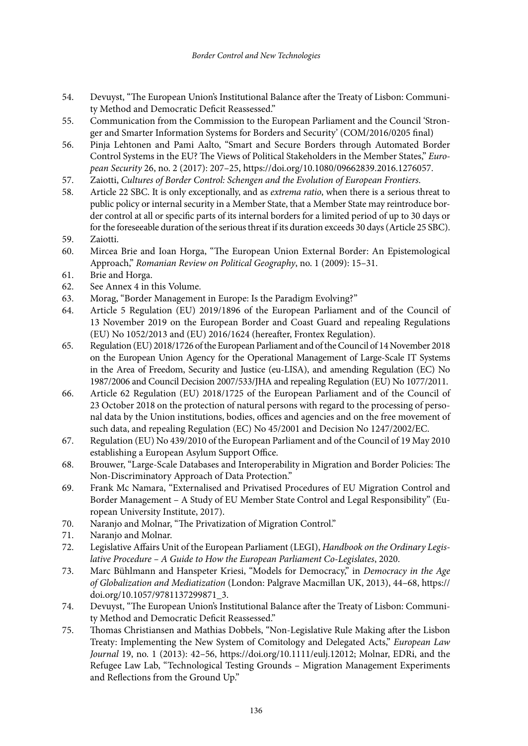54. Devuyst, "The European Union's Institutional Balance after the Treaty of Lisbon: Community Method and Democratic Deficit Reassessed."
55. Communication from the Commission to the European Parliament and the Council 'Stronger and Smarter Information Systems for Borders and Security' (COM/2016/0205 final)
56. Pinja Lehtonen and Pami Aalto, "Smart and Secure Borders through Automated Border Control Systems in the EU? The Views of Political Stakeholders in the Member States," *European Security* 26, no. 2 (2017): 207–25, https://doi.org/10.1080/09662839.2016.1276057.
57. Zaiotti, *Cultures of Border Control: Schengen and the Evolution of European Frontiers*.
58. Article 22 SBC. It is only exceptionally, and as *extrema ratio*, when there is a serious threat to public policy or internal security in a Member State, that a Member State may reintroduce border control at all or specific parts of its internal borders for a limited period of up to 30 days or for the foreseeable duration of the serious threat if its duration exceeds 30 days (Article 25 SBC).
59. Zaiotti.
60. Mircea Brie and Ioan Horga, "The European Union External Border: An Epistemological Approach," *Romanian Review on Political Geography*, no. 1 (2009): 15–31.
61. Brie and Horga.
62. See Annex 4 in this Volume.
63. Morag, "Border Management in Europe: Is the Paradigm Evolving?"
64. Article 5 Regulation (EU) 2019/1896 of the European Parliament and of the Council of 13 November 2019 on the European Border and Coast Guard and repealing Regulations (EU) No 1052/2013 and (EU) 2016/1624 (hereafter, Frontex Regulation).
65. Regulation (EU) 2018/1726 of the European Parliament and of the Council of 14 November 2018 on the European Union Agency for the Operational Management of Large-Scale IT Systems in the Area of Freedom, Security and Justice (eu-LISA), and amending Regulation (EC) No 1987/2006 and Council Decision 2007/533/JHA and repealing Regulation (EU) No 1077/2011.
66. Article 62 Regulation (EU) 2018/1725 of the European Parliament and of the Council of 23 October 2018 on the protection of natural persons with regard to the processing of personal data by the Union institutions, bodies, offices and agencies and on the free movement of such data, and repealing Regulation (EC) No 45/2001 and Decision No 1247/2002/EC.
67. Regulation (EU) No 439/2010 of the European Parliament and of the Council of 19 May 2010 establishing a European Asylum Support Office.
68. Brouwer, "Large-Scale Databases and Interoperability in Migration and Border Policies: The Non-Discriminatory Approach of Data Protection."
69. Frank Mc Namara, "Externalised and Privatised Procedures of EU Migration Control and Border Management – A Study of EU Member State Control and Legal Responsibility" (European University Institute, 2017).
70. Naranjo and Molnar, "The Privatization of Migration Control."
71. Naranjo and Molnar.
72. Legislative Affairs Unit of the European Parliament (LEGI), *Handbook on the Ordinary Legislative Procedure – A Guide to How the European Parliament Co-Legislates*, 2020.
73. Marc Bühlmann and Hanspeter Kriesi, "Models for Democracy," in *Democracy in the Age of Globalization and Mediatization* (London: Palgrave Macmillan UK, 2013), 44–68, https://doi.org/10.1057/9781137299871_3.
74. Devuyst, "The European Union's Institutional Balance after the Treaty of Lisbon: Community Method and Democratic Deficit Reassessed."
75. Thomas Christiansen and Mathias Dobbels, "Non-Legislative Rule Making after the Lisbon Treaty: Implementing the New System of Comitology and Delegated Acts," *European Law Journal* 19, no. 1 (2013): 42–56, https://doi.org/10.1111/eulj.12012; Molnar, EDRi, and the Refugee Law Lab, "Technological Testing Grounds – Migration Management Experiments and Reflections from the Ground Up."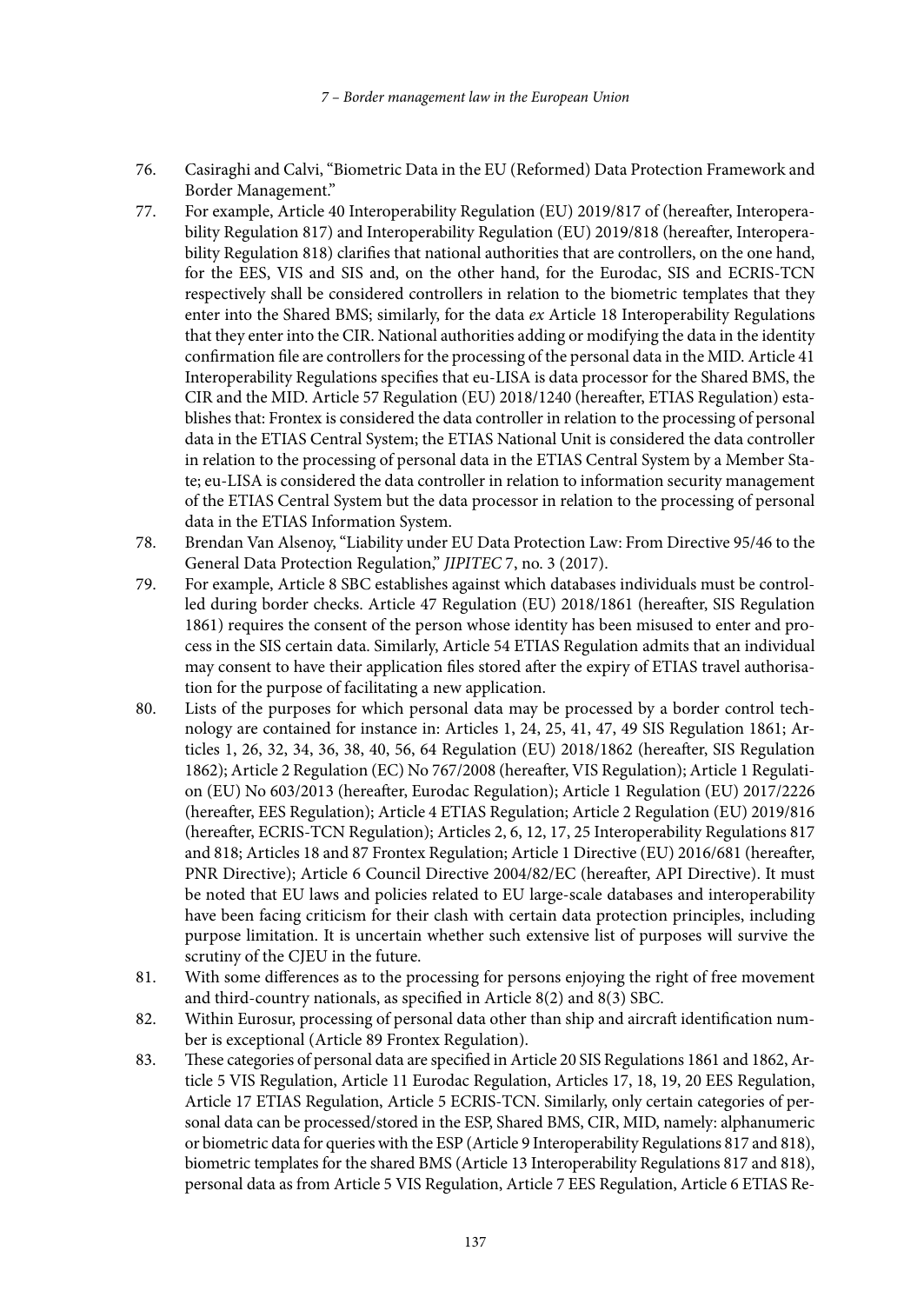76. Casiraghi and Calvi, "Biometric Data in the EU (Reformed) Data Protection Framework and Border Management."
77. For example, Article 40 Interoperability Regulation (EU) 2019/817 of (hereafter, Interoperability Regulation 817) and Interoperability Regulation (EU) 2019/818 (hereafter, Interoperability Regulation 818) clarifies that national authorities that are controllers, on the one hand, for the EES, VIS and SIS and, on the other hand, for the Eurodac, SIS and ECRIS-TCN respectively shall be considered controllers in relation to the biometric templates that they enter into the Shared BMS; similarly, for the data *ex* Article 18 Interoperability Regulations that they enter into the CIR. National authorities adding or modifying the data in the identity confirmation file are controllers for the processing of the personal data in the MID. Article 41 Interoperability Regulations specifies that eu-LISA is data processor for the Shared BMS, the CIR and the MID. Article 57 Regulation (EU) 2018/1240 (hereafter, ETIAS Regulation) establishes that: Frontex is considered the data controller in relation to the processing of personal data in the ETIAS Central System; the ETIAS National Unit is considered the data controller in relation to the processing of personal data in the ETIAS Central System by a Member State; eu-LISA is considered the data controller in relation to information security management of the ETIAS Central System but the data processor in relation to the processing of personal data in the ETIAS Information System.
78. Brendan Van Alsenoy, "Liability under EU Data Protection Law: From Directive 95/46 to the General Data Protection Regulation," *JIPITEC* 7, no. 3 (2017).
79. For example, Article 8 SBC establishes against which databases individuals must be controlled during border checks. Article 47 Regulation (EU) 2018/1861 (hereafter, SIS Regulation 1861) requires the consent of the person whose identity has been misused to enter and process in the SIS certain data. Similarly, Article 54 ETIAS Regulation admits that an individual may consent to have their application files stored after the expiry of ETIAS travel authorisation for the purpose of facilitating a new application.
80. Lists of the purposes for which personal data may be processed by a border control technology are contained for instance in: Articles 1, 24, 25, 41, 47, 49 SIS Regulation 1861; Articles 1, 26, 32, 34, 36, 38, 40, 56, 64 Regulation (EU) 2018/1862 (hereafter, SIS Regulation 1862); Article 2 Regulation (EC) No 767/2008 (hereafter, VIS Regulation); Article 1 Regulation (EU) No 603/2013 (hereafter, Eurodac Regulation); Article 1 Regulation (EU) 2017/2226 (hereafter, EES Regulation); Article 4 ETIAS Regulation; Article 2 Regulation (EU) 2019/816 (hereafter, ECRIS-TCN Regulation); Articles 2, 6, 12, 17, 25 Interoperability Regulations 817 and 818; Articles 18 and 87 Frontex Regulation; Article 1 Directive (EU) 2016/681 (hereafter, PNR Directive); Article 6 Council Directive 2004/82/EC (hereafter, API Directive). It must be noted that EU laws and policies related to EU large-scale databases and interoperability have been facing criticism for their clash with certain data protection principles, including purpose limitation. It is uncertain whether such extensive list of purposes will survive the scrutiny of the CJEU in the future.
81. With some differences as to the processing for persons enjoying the right of free movement and third-country nationals, as specified in Article 8(2) and 8(3) SBC.
82. Within Eurosur, processing of personal data other than ship and aircraft identification number is exceptional (Article 89 Frontex Regulation).
83. These categories of personal data are specified in Article 20 SIS Regulations 1861 and 1862, Article 5 VIS Regulation, Article 11 Eurodac Regulation, Articles 17, 18, 19, 20 EES Regulation, Article 17 ETIAS Regulation, Article 5 ECRIS-TCN. Similarly, only certain categories of personal data can be processed/stored in the ESP, Shared BMS, CIR, MID, namely: alphanumeric or biometric data for queries with the ESP (Article 9 Interoperability Regulations 817 and 818), biometric templates for the shared BMS (Article 13 Interoperability Regulations 817 and 818), personal data as from Article 5 VIS Regulation, Article 7 EES Regulation, Article 6 ETIAS Re-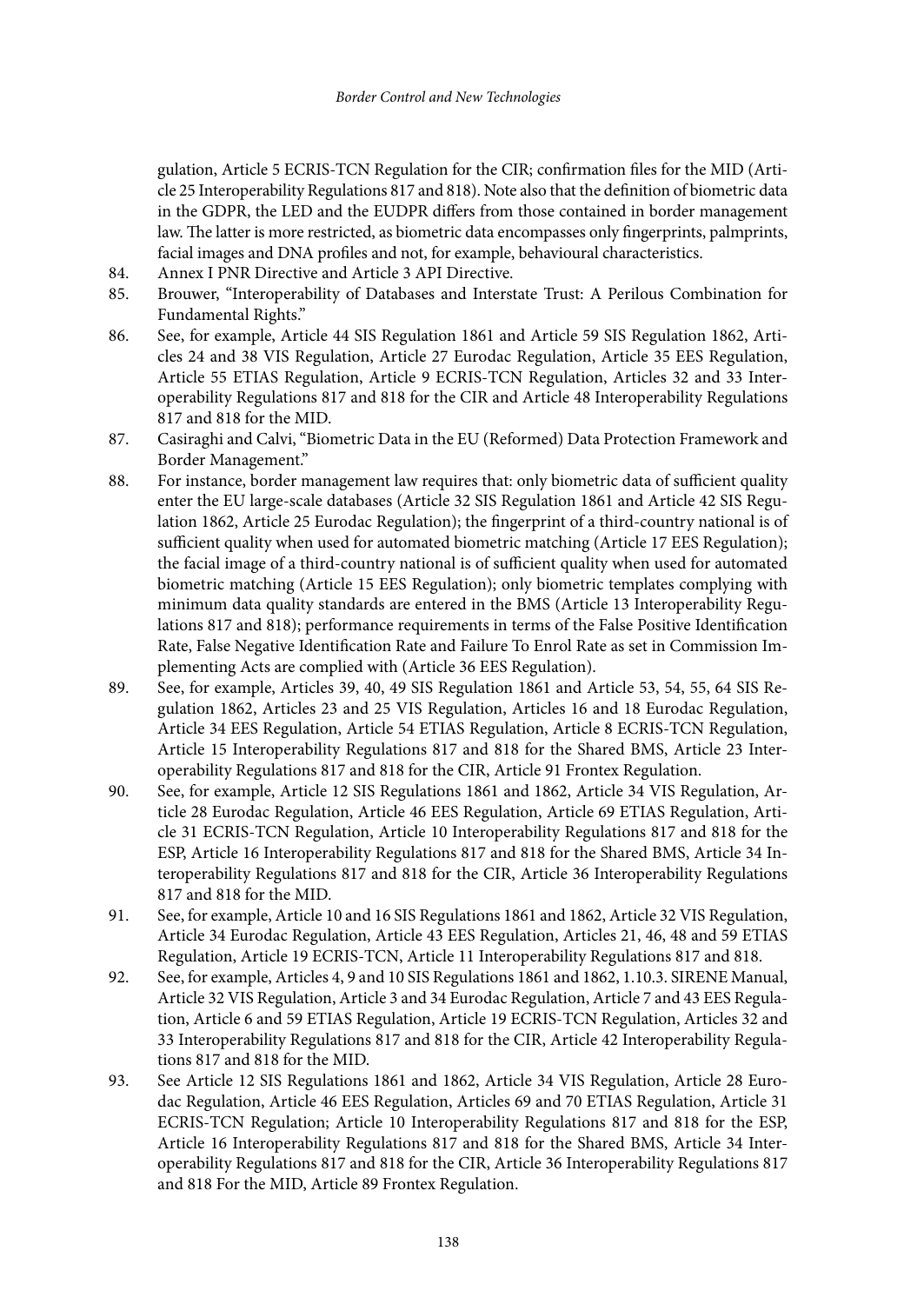gulation, Article 5 ECRIS-TCN Regulation for the CIR; confirmation files for the MID (Article 25 Interoperability Regulations 817 and 818). Note also that the definition of biometric data in the GDPR, the LED and the EUDPR differs from those contained in border management law. The latter is more restricted, as biometric data encompasses only fingerprints, palmprints, facial images and DNA profiles and not, for example, behavioural characteristics.

84. Annex I PNR Directive and Article 3 API Directive.
85. Brouwer, "Interoperability of Databases and Interstate Trust: A Perilous Combination for Fundamental Rights."
86. See, for example, Article 44 SIS Regulation 1861 and Article 59 SIS Regulation 1862, Articles 24 and 38 VIS Regulation, Article 27 Eurodac Regulation, Article 35 EES Regulation, Article 55 ETIAS Regulation, Article 9 ECRIS-TCN Regulation, Articles 32 and 33 Interoperability Regulations 817 and 818 for the CIR and Article 48 Interoperability Regulations 817 and 818 for the MID.
87. Casiraghi and Calvi, "Biometric Data in the EU (Reformed) Data Protection Framework and Border Management."
88. For instance, border management law requires that: only biometric data of sufficient quality enter the EU large-scale databases (Article 32 SIS Regulation 1861 and Article 42 SIS Regulation 1862, Article 25 Eurodac Regulation); the fingerprint of a third-country national is of sufficient quality when used for automated biometric matching (Article 17 EES Regulation); the facial image of a third-country national is of sufficient quality when used for automated biometric matching (Article 15 EES Regulation); only biometric templates complying with minimum data quality standards are entered in the BMS (Article 13 Interoperability Regulations 817 and 818); performance requirements in terms of the False Positive Identification Rate, False Negative Identification Rate and Failure To Enrol Rate as set in Commission Implementing Acts are complied with (Article 36 EES Regulation).
89. See, for example, Articles 39, 40, 49 SIS Regulation 1861 and Article 53, 54, 55, 64 SIS Regulation 1862, Articles 23 and 25 VIS Regulation, Articles 16 and 18 Eurodac Regulation, Article 34 EES Regulation, Article 54 ETIAS Regulation, Article 8 ECRIS-TCN Regulation, Article 15 Interoperability Regulations 817 and 818 for the Shared BMS, Article 23 Interoperability Regulations 817 and 818 for the CIR, Article 91 Frontex Regulation.
90. See, for example, Article 12 SIS Regulations 1861 and 1862, Article 34 VIS Regulation, Article 28 Eurodac Regulation, Article 46 EES Regulation, Article 69 ETIAS Regulation, Article 31 ECRIS-TCN Regulation, Article 10 Interoperability Regulations 817 and 818 for the ESP, Article 16 Interoperability Regulations 817 and 818 for the Shared BMS, Article 34 Interoperability Regulations 817 and 818 for the CIR, Article 36 Interoperability Regulations 817 and 818 for the MID.
91. See, for example, Article 10 and 16 SIS Regulations 1861 and 1862, Article 32 VIS Regulation, Article 34 Eurodac Regulation, Article 43 EES Regulation, Articles 21, 46, 48 and 59 ETIAS Regulation, Article 19 ECRIS-TCN, Article 11 Interoperability Regulations 817 and 818.
92. See, for example, Articles 4, 9 and 10 SIS Regulations 1861 and 1862, 1.10.3. SIRENE Manual, Article 32 VIS Regulation, Article 3 and 34 Eurodac Regulation, Article 7 and 43 EES Regulation, Article 6 and 59 ETIAS Regulation, Article 19 ECRIS-TCN Regulation, Articles 32 and 33 Interoperability Regulations 817 and 818 for the CIR, Article 42 Interoperability Regulations 817 and 818 for the MID.
93. See Article 12 SIS Regulations 1861 and 1862, Article 34 VIS Regulation, Article 28 Eurodac Regulation, Article 46 EES Regulation, Articles 69 and 70 ETIAS Regulation, Article 31 ECRIS-TCN Regulation; Article 10 Interoperability Regulations 817 and 818 for the ESP, Article 16 Interoperability Regulations 817 and 818 for the Shared BMS, Article 34 Interoperability Regulations 817 and 818 for the CIR, Article 36 Interoperability Regulations 817 and 818 For the MID, Article 89 Frontex Regulation.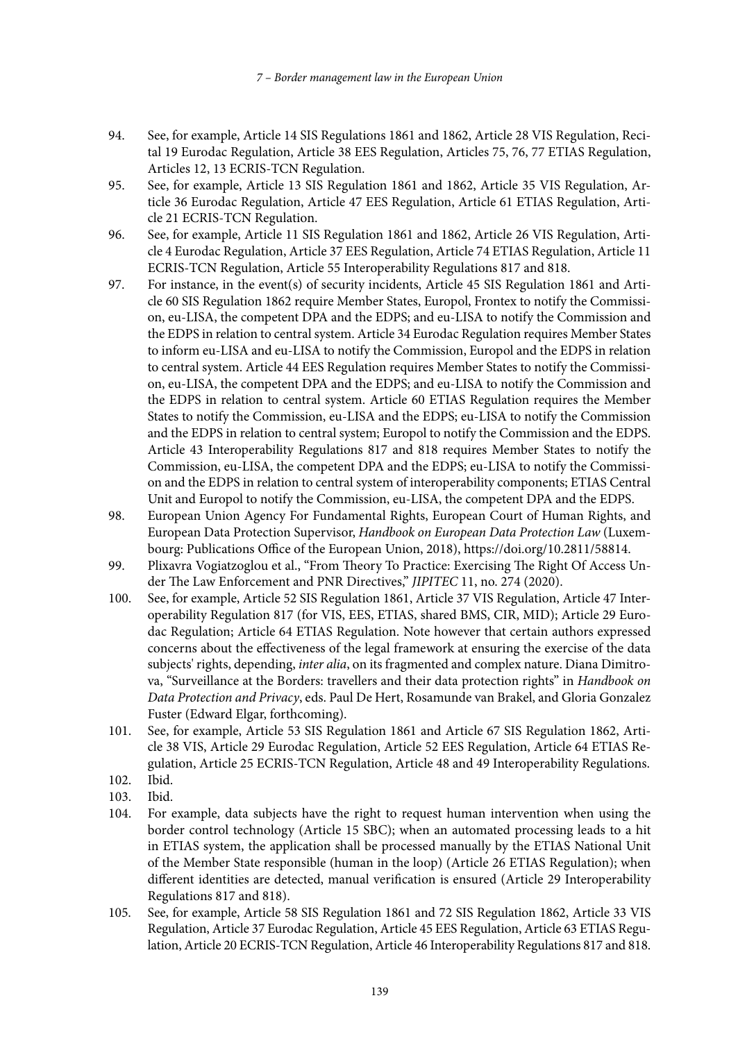94. See, for example, Article 14 SIS Regulations 1861 and 1862, Article 28 VIS Regulation, Recital 19 Eurodac Regulation, Article 38 EES Regulation, Articles 75, 76, 77 ETIAS Regulation, Articles 12, 13 ECRIS-TCN Regulation.
95. See, for example, Article 13 SIS Regulation 1861 and 1862, Article 35 VIS Regulation, Article 36 Eurodac Regulation, Article 47 EES Regulation, Article 61 ETIAS Regulation, Article 21 ECRIS-TCN Regulation.
96. See, for example, Article 11 SIS Regulation 1861 and 1862, Article 26 VIS Regulation, Article 4 Eurodac Regulation, Article 37 EES Regulation, Article 74 ETIAS Regulation, Article 11 ECRIS-TCN Regulation, Article 55 Interoperability Regulations 817 and 818.
97. For instance, in the event(s) of security incidents, Article 45 SIS Regulation 1861 and Article 60 SIS Regulation 1862 require Member States, Europol, Frontex to notify the Commission, eu-LISA, the competent DPA and the EDPS; and eu-LISA to notify the Commission and the EDPS in relation to central system. Article 34 Eurodac Regulation requires Member States to inform eu-LISA and eu-LISA to notify the Commission, Europol and the EDPS in relation to central system. Article 44 EES Regulation requires Member States to notify the Commission, eu-LISA, the competent DPA and the EDPS; and eu-LISA to notify the Commission and the EDPS in relation to central system. Article 60 ETIAS Regulation requires the Member States to notify the Commission, eu-LISA and the EDPS; eu-LISA to notify the Commission and the EDPS in relation to central system; Europol to notify the Commission and the EDPS. Article 43 Interoperability Regulations 817 and 818 requires Member States to notify the Commission, eu-LISA, the competent DPA and the EDPS; eu-LISA to notify the Commission and the EDPS in relation to central system of interoperability components; ETIAS Central Unit and Europol to notify the Commission, eu-LISA, the competent DPA and the EDPS.
98. European Union Agency For Fundamental Rights, European Court of Human Rights, and European Data Protection Supervisor, *Handbook on European Data Protection Law* (Luxembourg: Publications Office of the European Union, 2018), https://doi.org/10.2811/58814.
99. Plixavra Vogiatzoglou et al., "From Theory To Practice: Exercising The Right Of Access Under The Law Enforcement and PNR Directives," *JIPITEC* 11, no. 274 (2020).
100. See, for example, Article 52 SIS Regulation 1861, Article 37 VIS Regulation, Article 47 Interoperability Regulation 817 (for VIS, EES, ETIAS, shared BMS, CIR, MID); Article 29 Eurodac Regulation; Article 64 ETIAS Regulation. Note however that certain authors expressed concerns about the effectiveness of the legal framework at ensuring the exercise of the data subjects' rights, depending, *inter alia*, on its fragmented and complex nature. Diana Dimitrova, "Surveillance at the Borders: travellers and their data protection rights" in *Handbook on Data Protection and Privacy*, eds. Paul De Hert, Rosamunde van Brakel, and Gloria Gonzalez Fuster (Edward Elgar, forthcoming).
101. See, for example, Article 53 SIS Regulation 1861 and Article 67 SIS Regulation 1862, Article 38 VIS, Article 29 Eurodac Regulation, Article 52 EES Regulation, Article 64 ETIAS Regulation, Article 25 ECRIS-TCN Regulation, Article 48 and 49 Interoperability Regulations.
102. Ibid.
103. Ibid.
104. For example, data subjects have the right to request human intervention when using the border control technology (Article 15 SBC); when an automated processing leads to a hit in ETIAS system, the application shall be processed manually by the ETIAS National Unit of the Member State responsible (human in the loop) (Article 26 ETIAS Regulation); when different identities are detected, manual verification is ensured (Article 29 Interoperability Regulations 817 and 818).
105. See, for example, Article 58 SIS Regulation 1861 and 72 SIS Regulation 1862, Article 33 VIS Regulation, Article 37 Eurodac Regulation, Article 45 EES Regulation, Article 63 ETIAS Regulation, Article 20 ECRIS-TCN Regulation, Article 46 Interoperability Regulations 817 and 818.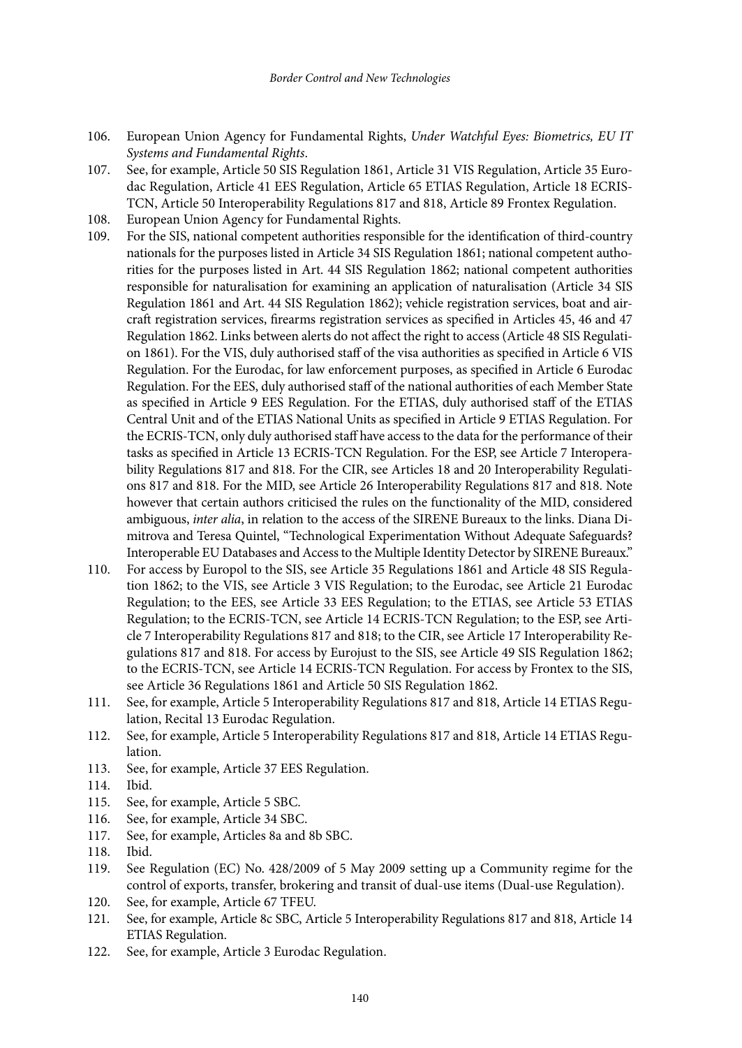106. European Union Agency for Fundamental Rights, *Under Watchful Eyes: Biometrics, EU IT Systems and Fundamental Rights*.
107. See, for example, Article 50 SIS Regulation 1861, Article 31 VIS Regulation, Article 35 Eurodac Regulation, Article 41 EES Regulation, Article 65 ETIAS Regulation, Article 18 ECRIS-TCN, Article 50 Interoperability Regulations 817 and 818, Article 89 Frontex Regulation.
108. European Union Agency for Fundamental Rights.
109. For the SIS, national competent authorities responsible for the identification of third-country nationals for the purposes listed in Article 34 SIS Regulation 1861; national competent authorities for the purposes listed in Art. 44 SIS Regulation 1862; national competent authorities responsible for naturalisation for examining an application of naturalisation (Article 34 SIS Regulation 1861 and Art. 44 SIS Regulation 1862); vehicle registration services, boat and aircraft registration services, firearms registration services as specified in Articles 45, 46 and 47 Regulation 1862. Links between alerts do not affect the right to access (Article 48 SIS Regulation 1861). For the VIS, duly authorised staff of the visa authorities as specified in Article 6 VIS Regulation. For the Eurodac, for law enforcement purposes, as specified in Article 6 Eurodac Regulation. For the EES, duly authorised staff of the national authorities of each Member State as specified in Article 9 EES Regulation. For the ETIAS, duly authorised staff of the ETIAS Central Unit and of the ETIAS National Units as specified in Article 9 ETIAS Regulation. For the ECRIS-TCN, only duly authorised staff have access to the data for the performance of their tasks as specified in Article 13 ECRIS-TCN Regulation. For the ESP, see Article 7 Interoperability Regulations 817 and 818. For the CIR, see Articles 18 and 20 Interoperability Regulations 817 and 818. For the MID, see Article 26 Interoperability Regulations 817 and 818. Note however that certain authors criticised the rules on the functionality of the MID, considered ambiguous, *inter alia*, in relation to the access of the SIRENE Bureaux to the links. Diana Dimitrova and Teresa Quintel, "Technological Experimentation Without Adequate Safeguards? Interoperable EU Databases and Access to the Multiple Identity Detector by SIRENE Bureaux."
110. For access by Europol to the SIS, see Article 35 Regulations 1861 and Article 48 SIS Regulation 1862; to the VIS, see Article 3 VIS Regulation; to the Eurodac, see Article 21 Eurodac Regulation; to the EES, see Article 33 EES Regulation; to the ETIAS, see Article 53 ETIAS Regulation; to the ECRIS-TCN, see Article 14 ECRIS-TCN Regulation; to the ESP, see Article 7 Interoperability Regulations 817 and 818; to the CIR, see Article 17 Interoperability Regulations 817 and 818. For access by Eurojust to the SIS, see Article 49 SIS Regulation 1862; to the ECRIS-TCN, see Article 14 ECRIS-TCN Regulation. For access by Frontex to the SIS, see Article 36 Regulations 1861 and Article 50 SIS Regulation 1862.
111. See, for example, Article 5 Interoperability Regulations 817 and 818, Article 14 ETIAS Regulation, Recital 13 Eurodac Regulation.
112. See, for example, Article 5 Interoperability Regulations 817 and 818, Article 14 ETIAS Regulation.
113. See, for example, Article 37 EES Regulation.
114. Ibid.
115. See, for example, Article 5 SBC.
116. See, for example, Article 34 SBC.
117. See, for example, Articles 8a and 8b SBC.
118. Ibid.
119. See Regulation (EC) No. 428/2009 of 5 May 2009 setting up a Community regime for the control of exports, transfer, brokering and transit of dual-use items (Dual-use Regulation).
120. See, for example, Article 67 TFEU.
121. See, for example, Article 8c SBC, Article 5 Interoperability Regulations 817 and 818, Article 14 ETIAS Regulation.
122. See, for example, Article 3 Eurodac Regulation.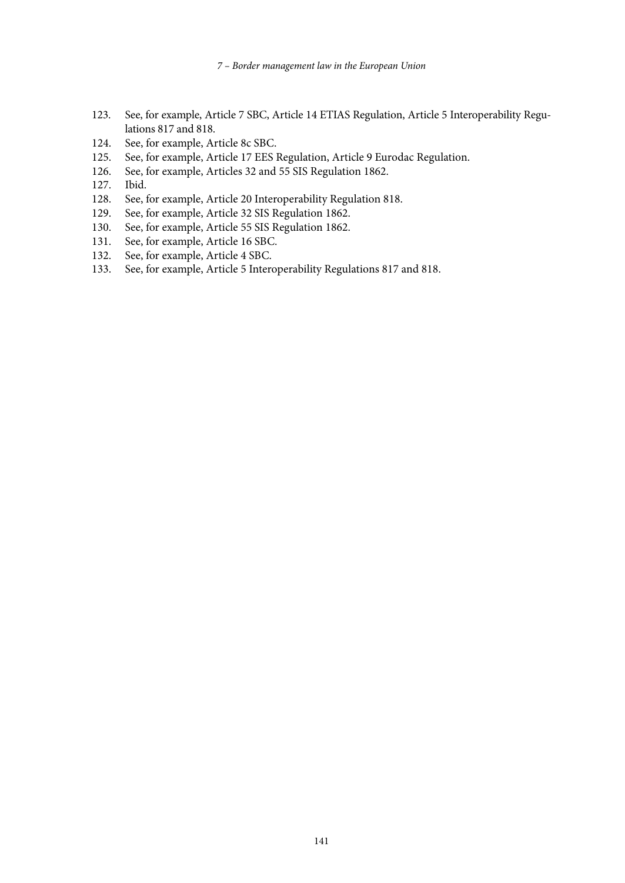123. See, for example, Article 7 SBC, Article 14 ETIAS Regulation, Article 5 Interoperability Regulations 817 and 818.
124. See, for example, Article 8c SBC.
125. See, for example, Article 17 EES Regulation, Article 9 Eurodac Regulation.
126. See, for example, Articles 32 and 55 SIS Regulation 1862.
127. Ibid.
128. See, for example, Article 20 Interoperability Regulation 818.
129. See, for example, Article 32 SIS Regulation 1862.
130. See, for example, Article 55 SIS Regulation 1862.
131. See, for example, Article 16 SBC.
132. See, for example, Article 4 SBC.
133. See, for example, Article 5 Interoperability Regulations 817 and 818.